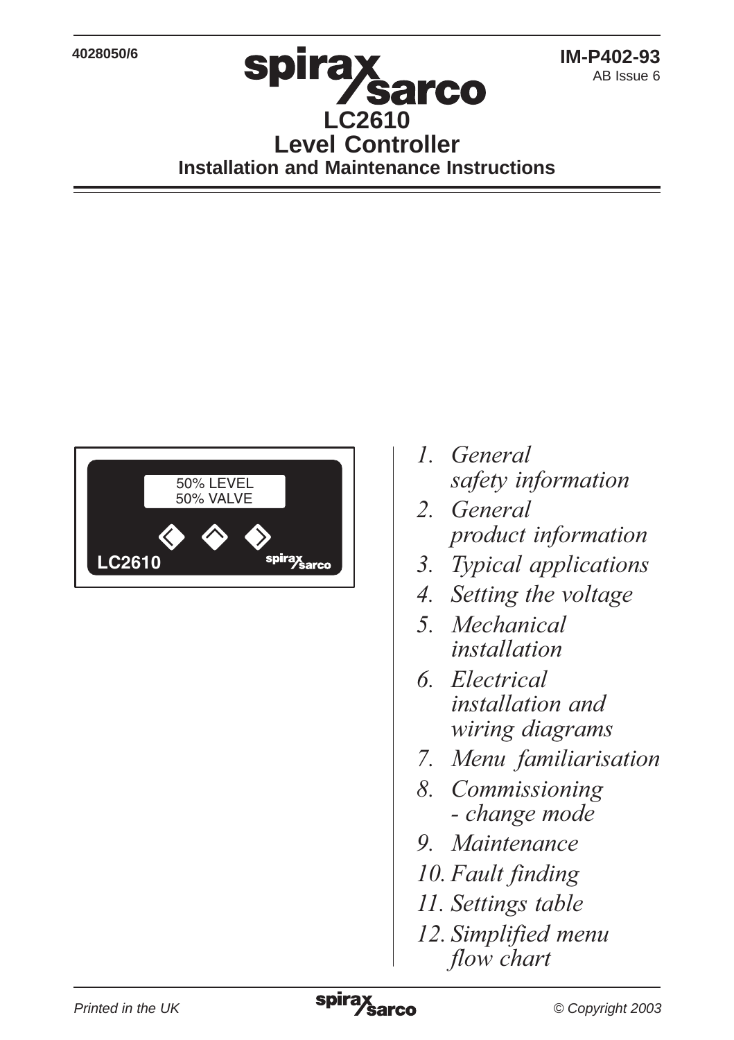4028050/6

**IM-P402-93**
AB Issue 6

# LC2610
# Level Controller
## Installation and Maintenance Instructions

50% LEVEL
50% VALVE

LC2610

1. *General safety information*
2. *General product information*
3. *Typical applications*
4. *Setting the voltage*
5. *Mechanical installation*
6. *Electrical installation and wiring diagrams*
7. *Menu familiarisation*
8. *Commissioning - change mode*
9. *Maintenance*
10. *Fault finding*
11. *Settings table*
12. *Simplified menu flow chart*

*Printed in the UK*

*© Copyright 2003*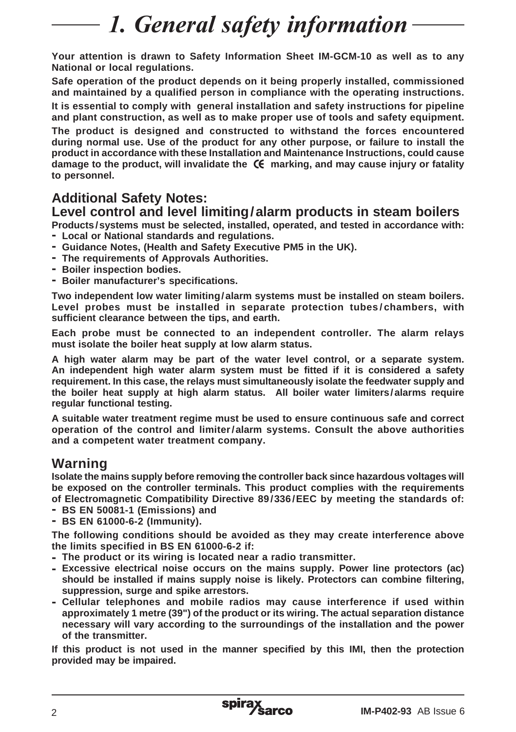# 1. General safety information

**Your attention is drawn to Safety Information Sheet IM-GCM-10 as well as to any National or local regulations.**

**Safe operation of the product depends on it being properly installed, commissioned and maintained by a qualified person in compliance with the operating instructions.**

**It is essential to comply with general installation and safety instructions for pipeline and plant construction, as well as to make proper use of tools and safety equipment.**

**The product is designed and constructed to withstand the forces encountered during normal use. Use of the product for any other purpose, or failure to install the product in accordance with these Installation and Maintenance Instructions, could cause damage to the product, will invalidate the CE marking, and may cause injury or fatality to personnel.**

## Additional Safety Notes:

## Level control and level limiting/alarm products in steam boilers

**Products/systems must be selected, installed, operated, and tested in accordance with:**

- **Local or National standards and regulations.**
- **Guidance Notes, (Health and Safety Executive PM5 in the UK).**
- **The requirements of Approvals Authorities.**
- **Boiler inspection bodies.**
- **Boiler manufacturer's specifications.**

**Two independent low water limiting/alarm systems must be installed on steam boilers. Level probes must be installed in separate protection tubes/chambers, with sufficient clearance between the tips, and earth.**

**Each probe must be connected to an independent controller. The alarm relays must isolate the boiler heat supply at low alarm status.**

**A high water alarm may be part of the water level control, or a separate system. An independent high water alarm system must be fitted if it is considered a safety requirement. In this case, the relays must simultaneously isolate the feedwater supply and the boiler heat supply at high alarm status. All boiler water limiters/alarms require regular functional testing.**

**A suitable water treatment regime must be used to ensure continuous safe and correct operation of the control and limiter/alarm systems. Consult the above authorities and a competent water treatment company.**

## Warning

**Isolate the mains supply before removing the controller back since hazardous voltages will be exposed on the controller terminals. This product complies with the requirements of Electromagnetic Compatibility Directive 89/336/EEC by meeting the standards of:**

- **BS EN 50081-1 (Emissions) and**
- **BS EN 61000-6-2 (Immunity).**

**The following conditions should be avoided as they may create interference above the limits specified in BS EN 61000-6-2 if:**

- **The product or its wiring is located near a radio transmitter.**
- **Excessive electrical noise occurs on the mains supply. Power line protectors (ac) should be installed if mains supply noise is likely. Protectors can combine filtering, suppression, surge and spike arrestors.**
- **Cellular telephones and mobile radios may cause interference if used within approximately 1 metre (39") of the product or its wiring. The actual separation distance necessary will vary according to the surroundings of the installation and the power of the transmitter.**

**If this product is not used in the manner specified by this IMI, then the protection provided may be impaired.**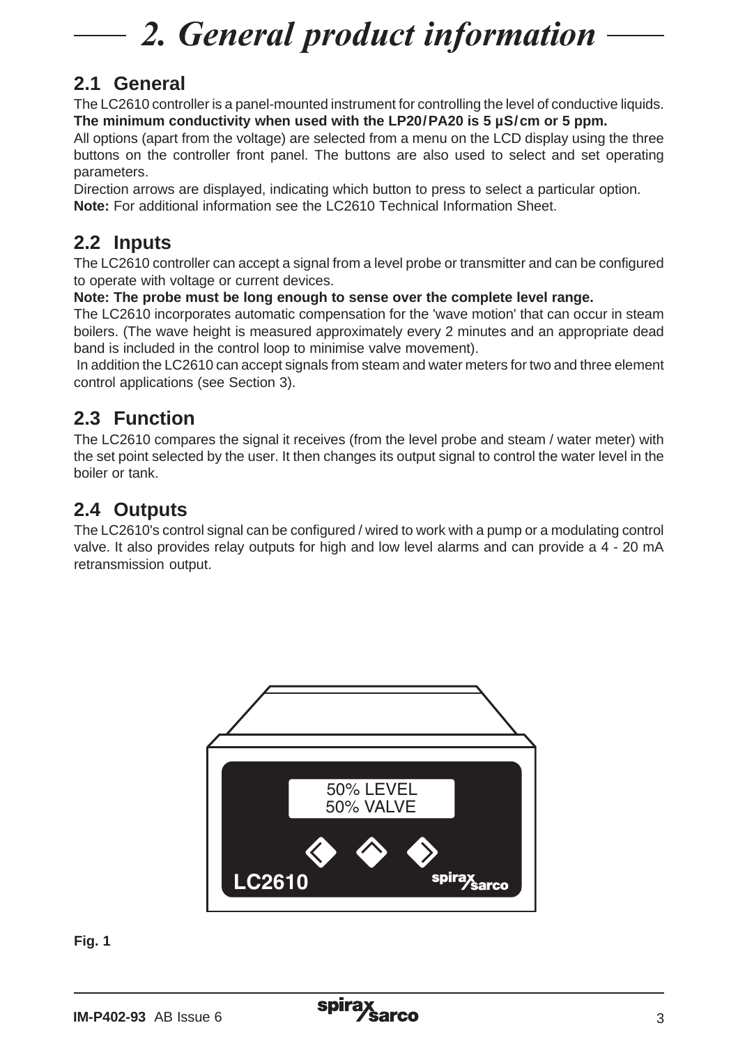# 2. General product information

## 2.1 General

The LC2610 controller is a panel-mounted instrument for controlling the level of conductive liquids.
**The minimum conductivity when used with the LP20/PA20 is 5 μS/cm or 5 ppm.**

All options (apart from the voltage) are selected from a menu on the LCD display using the three buttons on the controller front panel. The buttons are also used to select and set operating parameters.

Direction arrows are displayed, indicating which button to press to select a particular option.

**Note:** For additional information see the LC2610 Technical Information Sheet.

## 2.2 Inputs

The LC2610 controller can accept a signal from a level probe or transmitter and can be configured to operate with voltage or current devices.

**Note: The probe must be long enough to sense over the complete level range.**

The LC2610 incorporates automatic compensation for the 'wave motion' that can occur in steam boilers. (The wave height is measured approximately every 2 minutes and an appropriate dead band is included in the control loop to minimise valve movement).

In addition the LC2610 can accept signals from steam and water meters for two and three element control applications (see Section 3).

## 2.3 Function

The LC2610 compares the signal it receives (from the level probe and steam / water meter) with the set point selected by the user. It then changes its output signal to control the water level in the boiler or tank.

## 2.4 Outputs

The LC2610's control signal can be configured / wired to work with a pump or a modulating control valve. It also provides relay outputs for high and low level alarms and can provide a 4 - 20 mA retransmission output.

50% LEVEL
50% VALVE

LC2610

**Fig. 1**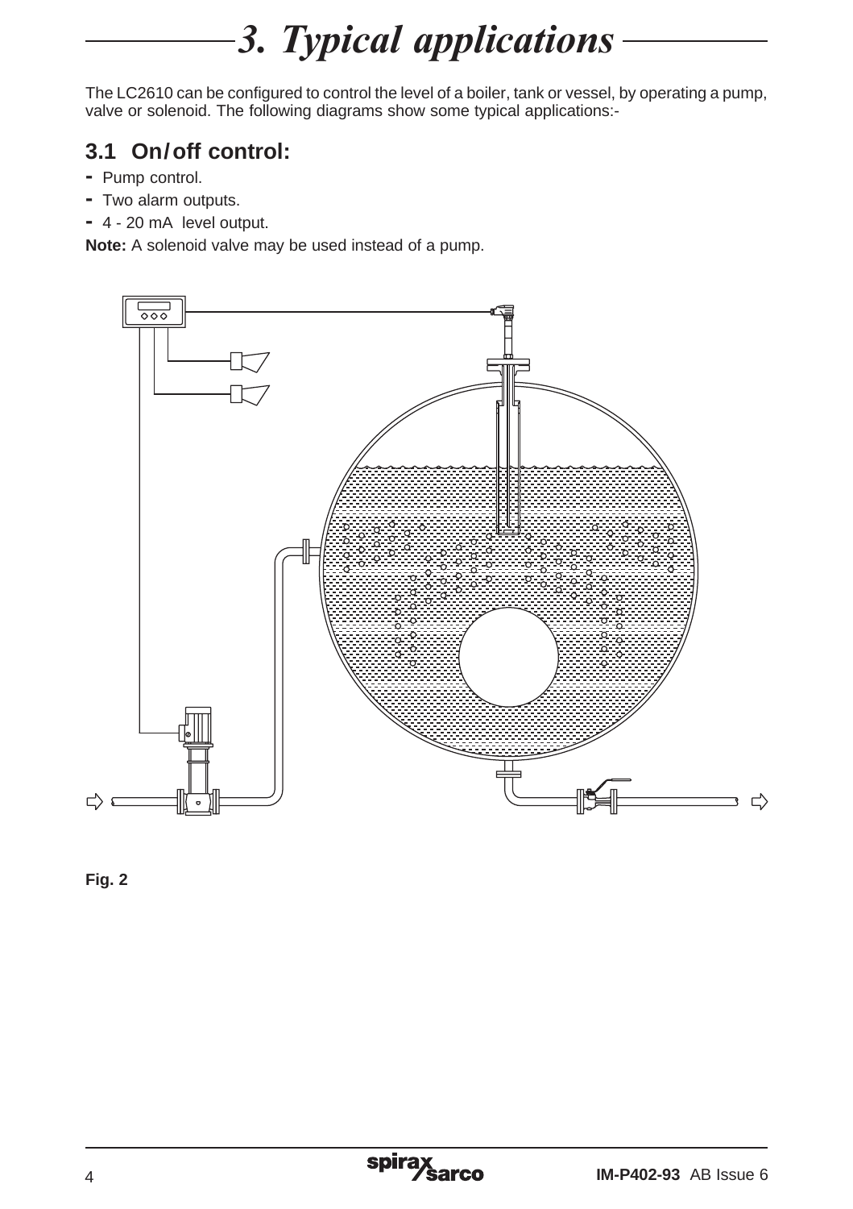# 3. Typical applications

The LC2610 can be configured to control the level of a boiler, tank or vessel, by operating a pump, valve or solenoid. The following diagrams show some typical applications:-

## 3.1 On/off control:

- Pump control.
- Two alarm outputs.
- 4 - 20 mA level output.

**Note:** A solenoid valve may be used instead of a pump.

**Fig. 2**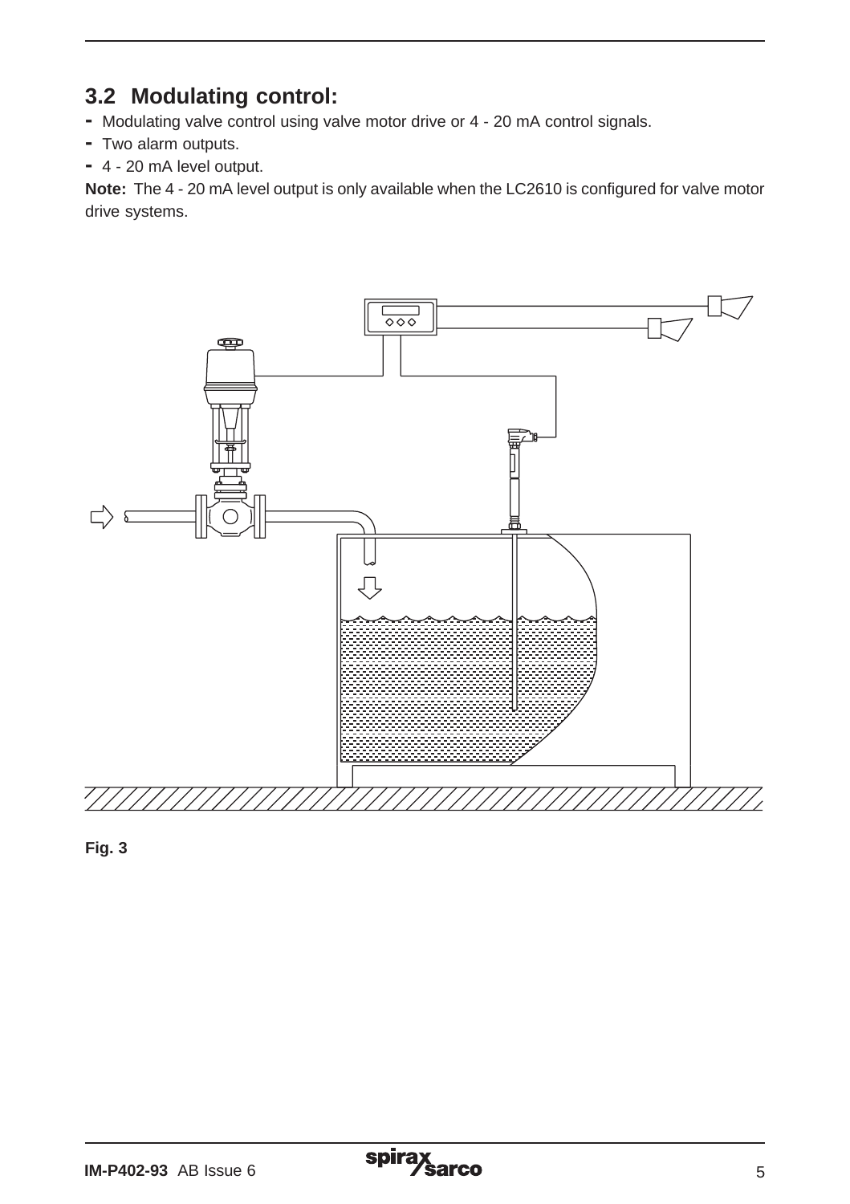## 3.2 Modulating control:

- Modulating valve control using valve motor drive or 4 - 20 mA control signals.
- Two alarm outputs.
- 4 - 20 mA level output.

**Note:** The 4 - 20 mA level output is only available when the LC2610 is configured for valve motor drive systems.

**Fig. 3**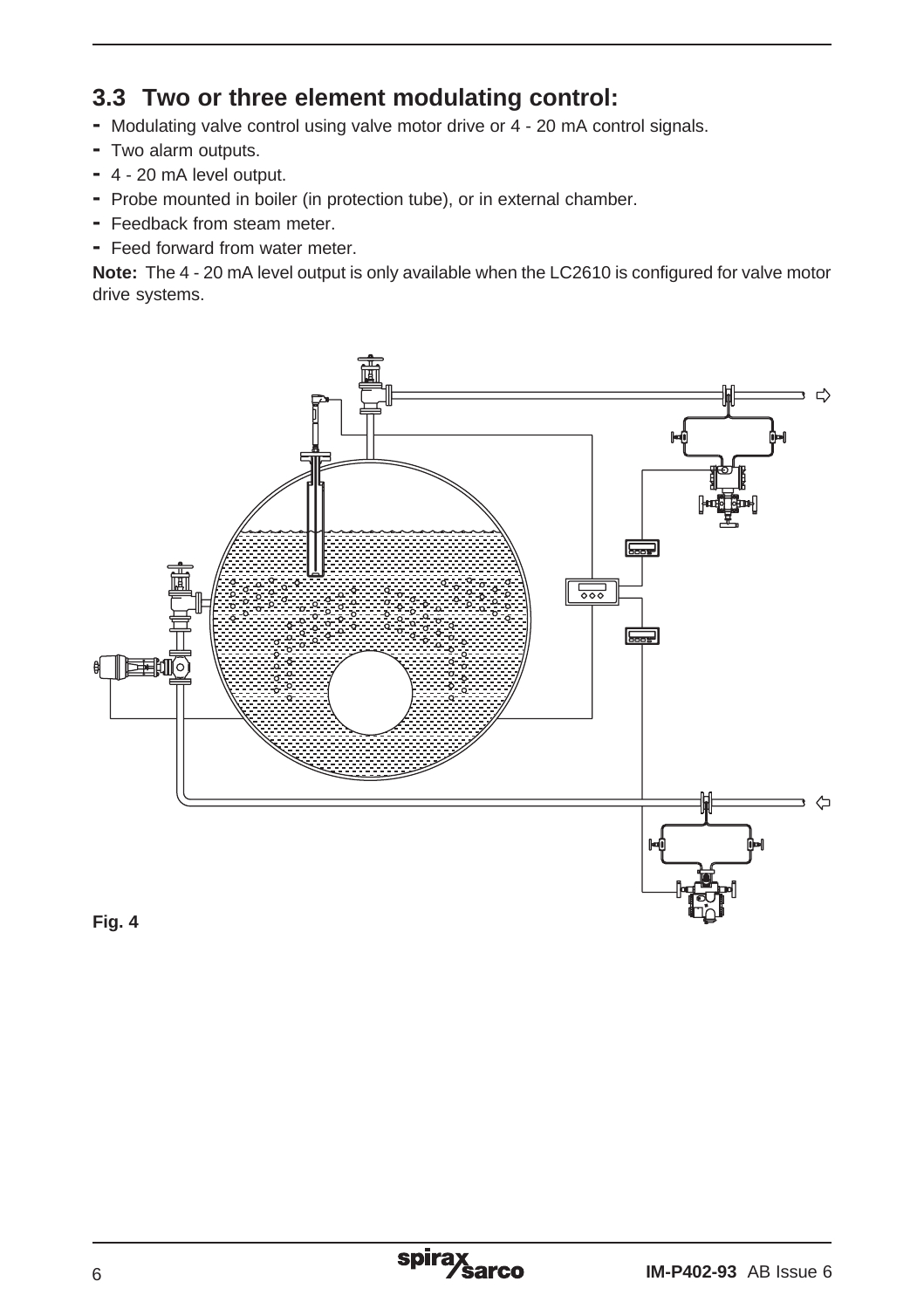## 3.3 Two or three element modulating control:

- Modulating valve control using valve motor drive or 4 - 20 mA control signals.
- Two alarm outputs.
- 4 - 20 mA level output.
- Probe mounted in boiler (in protection tube), or in external chamber.
- Feedback from steam meter.
- Feed forward from water meter.

**Note:** The 4 - 20 mA level output is only available when the LC2610 is configured for valve motor drive systems.

**Fig. 4**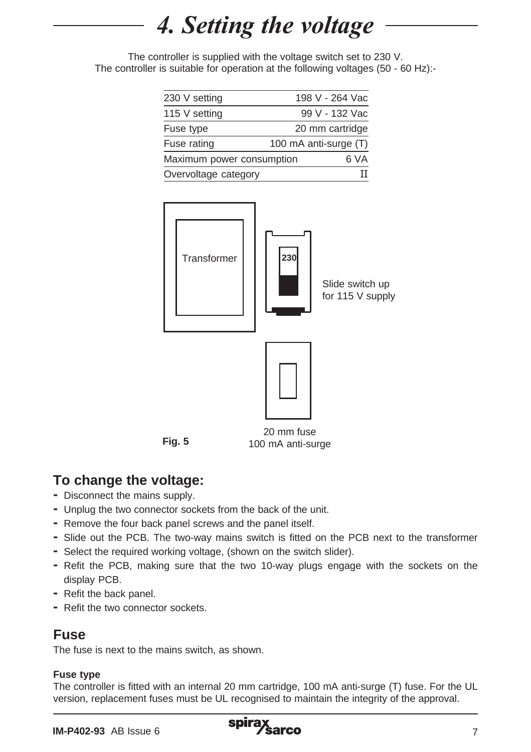# 4. Setting the voltage

The controller is supplied with the voltage switch set to 230 V.
The controller is suitable for operation at the following voltages (50 - 60 Hz):-

| | |
|---|---|
| 230 V setting | 198 V - 264 Vac |
| 115 V setting | 99 V - 132 Vac |
| Fuse type | 20 mm cartridge |
| Fuse rating | 100 mA anti-surge (T) |
| Maximum power consumption | 6 VA |
| Overvoltage category | II |

Transformer

230

Slide switch up for 115 V supply

20 mm fuse
100 mA anti-surge

**Fig. 5**

## To change the voltage:

- Disconnect the mains supply.
- Unplug the two connector sockets from the back of the unit.
- Remove the four back panel screws and the panel itself.
- Slide out the PCB. The two-way mains switch is fitted on the PCB next to the transformer
- Select the required working voltage, (shown on the switch slider).
- Refit the PCB, making sure that the two 10-way plugs engage with the sockets on the display PCB.
- Refit the back panel.
- Refit the two connector sockets.

## Fuse

The fuse is next to the mains switch, as shown.

**Fuse type**

The controller is fitted with an internal 20 mm cartridge, 100 mA anti-surge (T) fuse. For the UL version, replacement fuses must be UL recognised to maintain the integrity of the approval.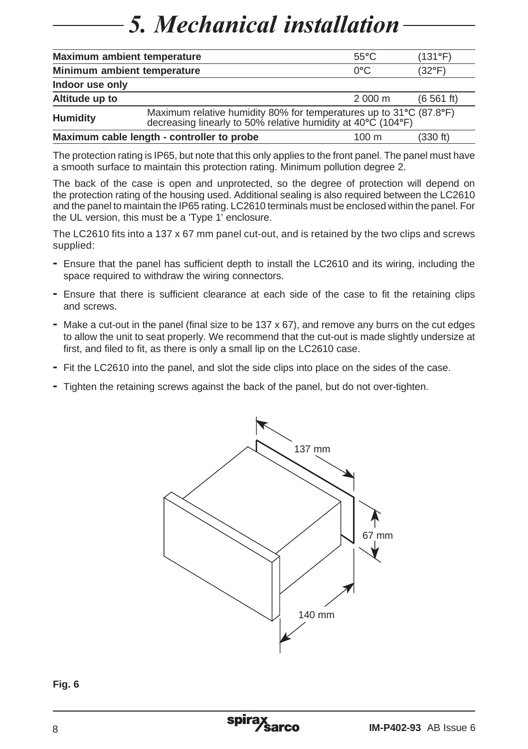# 5. Mechanical installation

| | | | |
|---|---|---|---|
| **Maximum ambient temperature** | | 55°C | (131°F) |
| **Minimum ambient temperature** | | 0°C | (32°F) |
| **Indoor use only** | | | |
| **Altitude up to** | | 2 000 m | (6 561 ft) |
| **Humidity** | Maximum relative humidity 80% for temperatures up to 31°C (87.8°F) decreasing linearly to 50% relative humidity at 40°C (104°F) | | |
| **Maximum cable length - controller to probe** | | 100 m | (330 ft) |

The protection rating is IP65, but note that this only applies to the front panel. The panel must have a smooth surface to maintain this protection rating. Minimum pollution degree 2.

The back of the case is open and unprotected, so the degree of protection will depend on the protection rating of the housing used. Additional sealing is also required between the LC2610 and the panel to maintain the IP65 rating. LC2610 terminals must be enclosed within the panel. For the UL version, this must be a 'Type 1' enclosure.

The LC2610 fits into a 137 x 67 mm panel cut-out, and is retained by the two clips and screws supplied:

- Ensure that the panel has sufficient depth to install the LC2610 and its wiring, including the space required to withdraw the wiring connectors.
- Ensure that there is sufficient clearance at each side of the case to fit the retaining clips and screws.
- Make a cut-out in the panel (final size to be 137 x 67), and remove any burrs on the cut edges to allow the unit to seat properly. We recommend that the cut-out is made slightly undersize at first, and filed to fit, as there is only a small lip on the LC2610 case.
- Fit the LC2610 into the panel, and slot the side clips into place on the sides of the case.
- Tighten the retaining screws against the back of the panel, but do not over-tighten.

137 mm

67 mm

140 mm

**Fig. 6**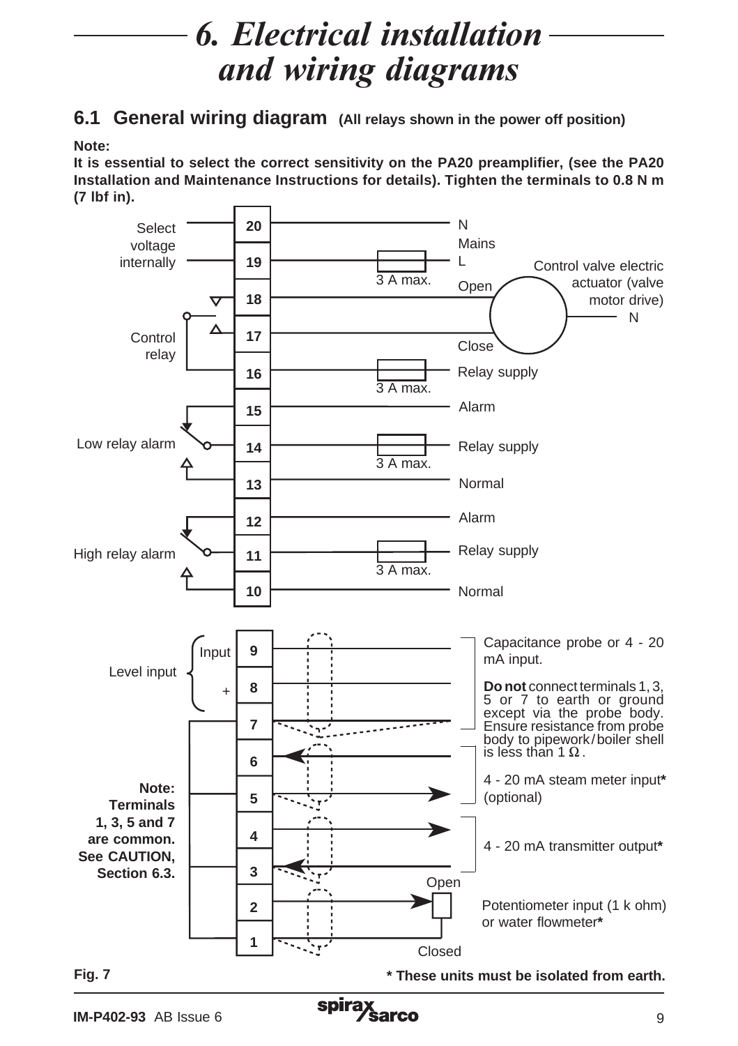# 6. Electrical installation and wiring diagrams

## 6.1 General wiring diagram (All relays shown in the power off position)

**Note:**

**It is essential to select the correct sensitivity on the PA20 preamplifier, (see the PA20 Installation and Maintenance Instructions for details). Tighten the terminals to 0.8 N m (7 lbf in).**

| Terminal | Left-side label | Fuse | Right-side connection |
|---|---|---|---|
| 20 | Select voltage internally | | N (Mains) |
| 19 | Select voltage internally | 3 A max. | L (Mains) |
| 18 | Control relay | | Open – Control valve electric actuator (valve motor drive) |
| 17 | Control relay | | Close – Control valve electric actuator (valve motor drive) |
| 16 | Control relay | 3 A max. | Relay supply |
| 15 | Low relay alarm | | Alarm |
| 14 | Low relay alarm | 3 A max. | Relay supply |
| 13 | Low relay alarm | | Normal |
| 12 | High relay alarm | | Alarm |
| 11 | High relay alarm | 3 A max. | Relay supply |
| 10 | High relay alarm | | Normal |
| 9 | Level input – Input | | Capacitance probe or 4 - 20 mA input. |
| 8 | Level input – + | | Capacitance probe or 4 - 20 mA input. |
| 7 | | | Capacitance probe or 4 - 20 mA input (screen) |
| 6 | | | 4 - 20 mA steam meter input* (optional) |
| 5 | | | 4 - 20 mA steam meter input* (optional) |
| 4 | | | 4 - 20 mA transmitter output* |
| 3 | | | 4 - 20 mA transmitter output* |
| 2 | | | Potentiometer input (1 k ohm) or water flowmeter* – Open |
| 1 | | | Potentiometer input (1 k ohm) or water flowmeter* – Closed |

Control valve electric actuator (valve motor drive): N

**Do not** connect terminals 1, 3, 5 or 7 to earth or ground except via the probe body. Ensure resistance from probe body to pipework/boiler shell is less than 1 Ω.

**Note: Terminals 1, 3, 5 and 7 are common. See CAUTION, Section 6.3.**

**Fig. 7**

**\* These units must be isolated from earth.**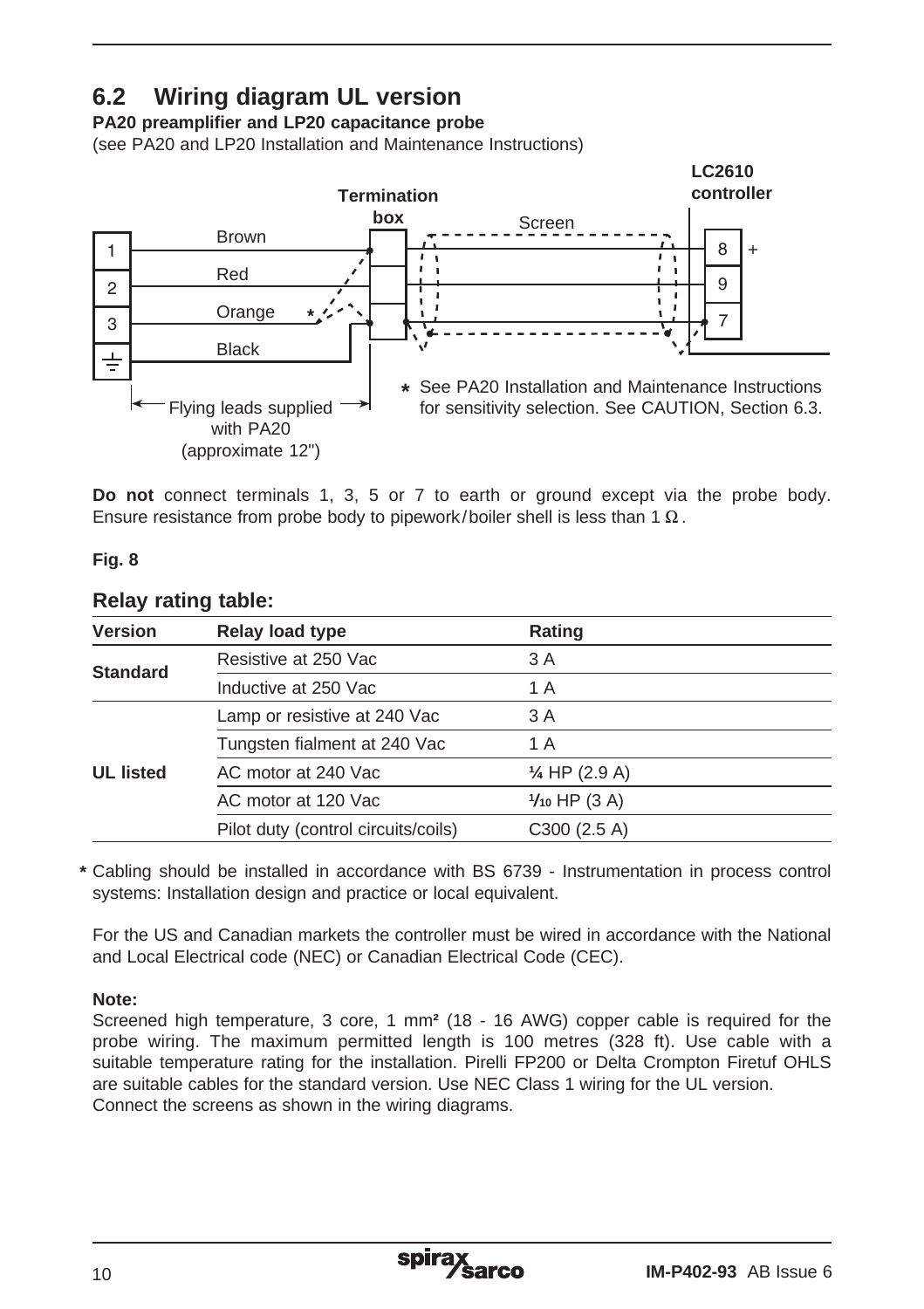## 6.2 Wiring diagram UL version

**PA20 preamplifier and LP20 capacitance probe**

(see PA20 and LP20 Installation and Maintenance Instructions)

Termination box

LC2610 controller

1 Brown

2 Red

3 Orange *

⏚ Black

Screen

8 +

9

7

Flying leads supplied with PA20 (approximate 12")

* See PA20 Installation and Maintenance Instructions for sensitivity selection. See CAUTION, Section 6.3.

**Do not** connect terminals 1, 3, 5 or 7 to earth or ground except via the probe body. Ensure resistance from probe body to pipework/boiler shell is less than 1 Ω.

**Fig. 8**

### Relay rating table:

| Version | Relay load type | Rating |
|---|---|---|
| **Standard** | Resistive at 250 Vac | 3 A |
| | Inductive at 250 Vac | 1 A |
| **UL listed** | Lamp or resistive at 240 Vac | 3 A |
| | Tungsten fialment at 240 Vac | 1 A |
| | AC motor at 240 Vac | ¼ HP (2.9 A) |
| | AC motor at 120 Vac | 1/10 HP (3 A) |
| | Pilot duty (control circuits/coils) | C300 (2.5 A) |

* Cabling should be installed in accordance with BS 6739 - Instrumentation in process control systems: Installation design and practice or local equivalent.

For the US and Canadian markets the controller must be wired in accordance with the National and Local Electrical code (NEC) or Canadian Electrical Code (CEC).

**Note:**

Screened high temperature, 3 core, 1 mm² (18 - 16 AWG) copper cable is required for the probe wiring. The maximum permitted length is 100 metres (328 ft). Use cable with a suitable temperature rating for the installation. Pirelli FP200 or Delta Crompton Firetuf OHLS are suitable cables for the standard version. Use NEC Class 1 wiring for the UL version.
Connect the screens as shown in the wiring diagrams.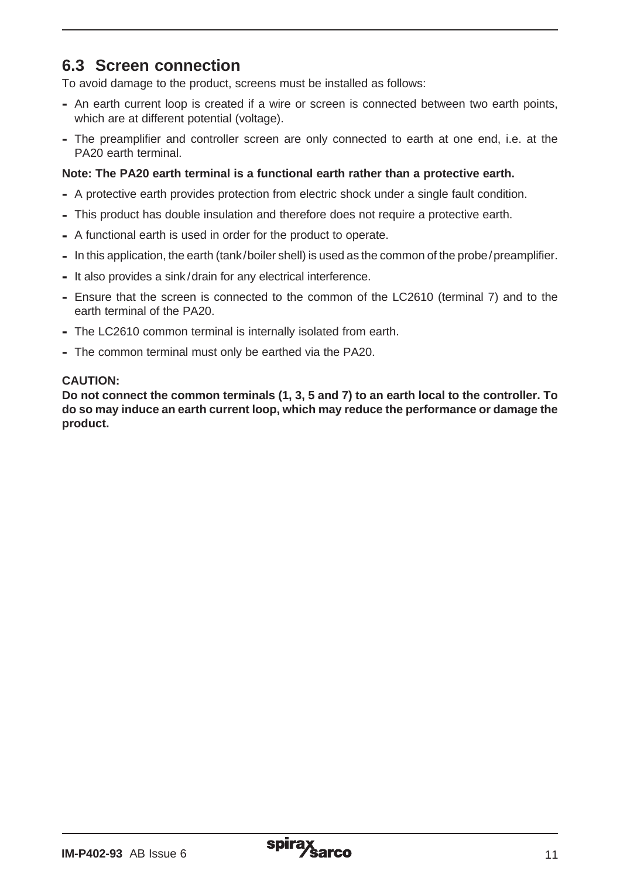## 6.3 Screen connection

To avoid damage to the product, screens must be installed as follows:

- An earth current loop is created if a wire or screen is connected between two earth points, which are at different potential (voltage).
- The preamplifier and controller screen are only connected to earth at one end, i.e. at the PA20 earth terminal.

**Note: The PA20 earth terminal is a functional earth rather than a protective earth.**

- A protective earth provides protection from electric shock under a single fault condition.
- This product has double insulation and therefore does not require a protective earth.
- A functional earth is used in order for the product to operate.
- In this application, the earth (tank / boiler shell) is used as the common of the probe / preamplifier.
- It also provides a sink / drain for any electrical interference.
- Ensure that the screen is connected to the common of the LC2610 (terminal 7) and to the earth terminal of the PA20.
- The LC2610 common terminal is internally isolated from earth.
- The common terminal must only be earthed via the PA20.

**CAUTION:**
**Do not connect the common terminals (1, 3, 5 and 7) to an earth local to the controller. To do so may induce an earth current loop, which may reduce the performance or damage the product.**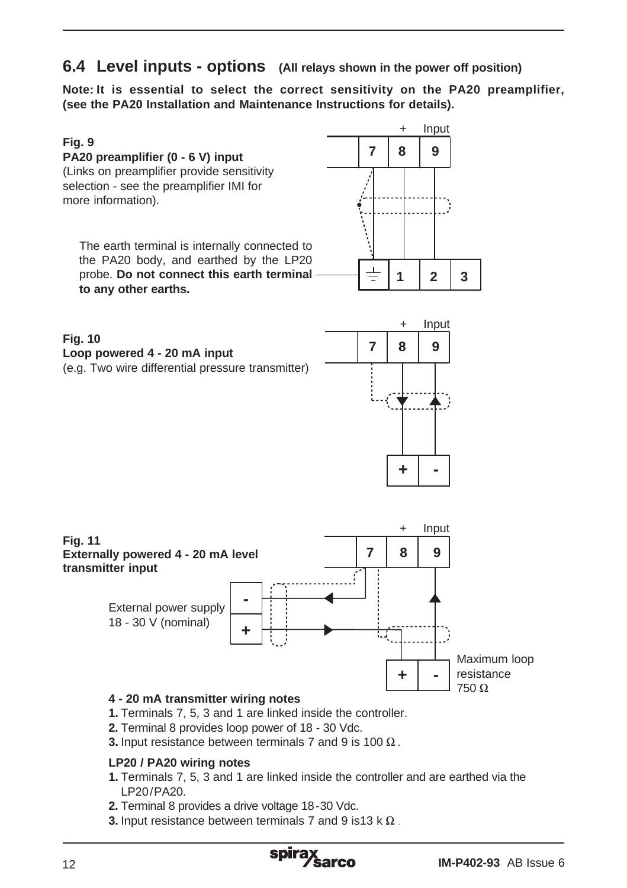## 6.4 Level inputs - options (All relays shown in the power off position)

**Note: It is essential to select the correct sensitivity on the PA20 preamplifier, (see the PA20 Installation and Maintenance Instructions for details).**

**Fig. 9**
**PA20 preamplifier (0 - 6 V) input**
(Links on preamplifier provide sensitivity selection - see the preamplifier IMI for more information).

The earth terminal is internally connected to the PA20 body, and earthed by the LP20 probe. **Do not connect this earth terminal to any other earths.**

**Fig. 10**
**Loop powered 4 - 20 mA input**
(e.g. Two wire differential pressure transmitter)

**Fig. 11**
**Externally powered 4 - 20 mA level transmitter input**

External power supply 18 - 30 V (nominal)

Maximum loop resistance 750 Ω

**4 - 20 mA transmitter wiring notes**

**1.** Terminals 7, 5, 3 and 1 are linked inside the controller.
**2.** Terminal 8 provides loop power of 18 - 30 Vdc.
**3.** Input resistance between terminals 7 and 9 is 100 Ω.

**LP20 / PA20 wiring notes**

**1.** Terminals 7, 5, 3 and 1 are linked inside the controller and are earthed via the LP20/PA20.
**2.** Terminal 8 provides a drive voltage 18-30 Vdc.
**3.** Input resistance between terminals 7 and 9 is13 k Ω.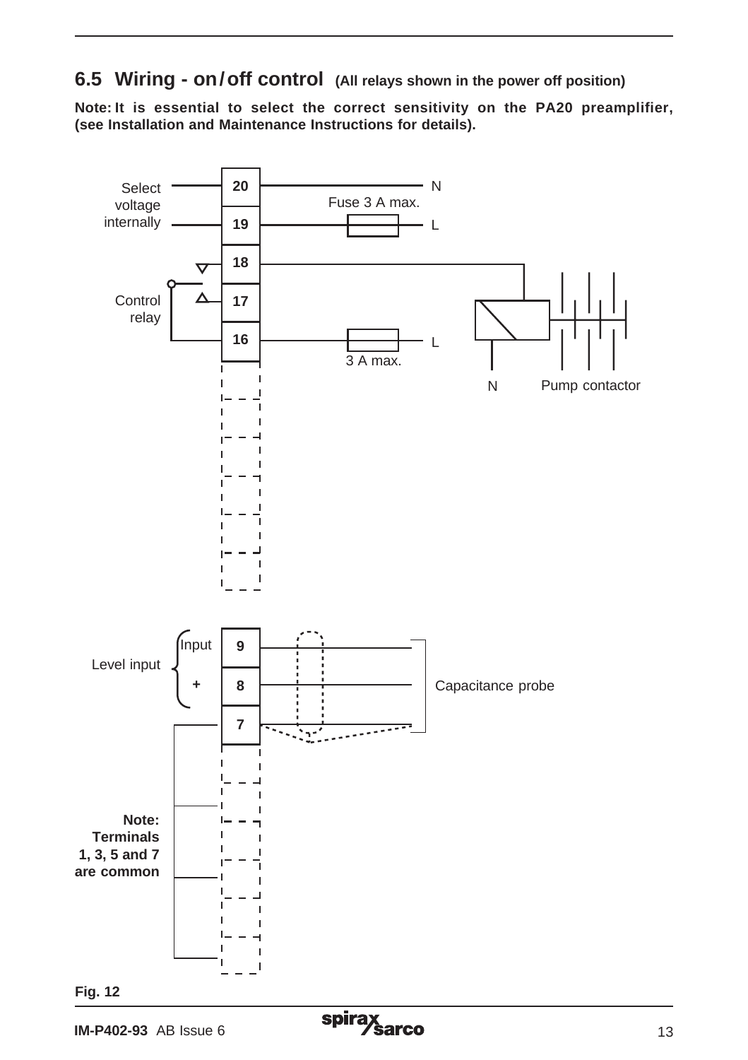## 6.5 Wiring - on/off control (All relays shown in the power off position)

**Note: It is essential to select the correct sensitivity on the PA20 preamplifier, (see Installation and Maintenance Instructions for details).**

Select voltage internally

20 — N

Fuse 3 A max.

19 — L

18

Control relay

17

16 — L

3 A max.

N

Pump contactor

Level input

Input 9

+ 8

7

Capacitance probe

**Note: Terminals 1, 3, 5 and 7 are common**

**Fig. 12**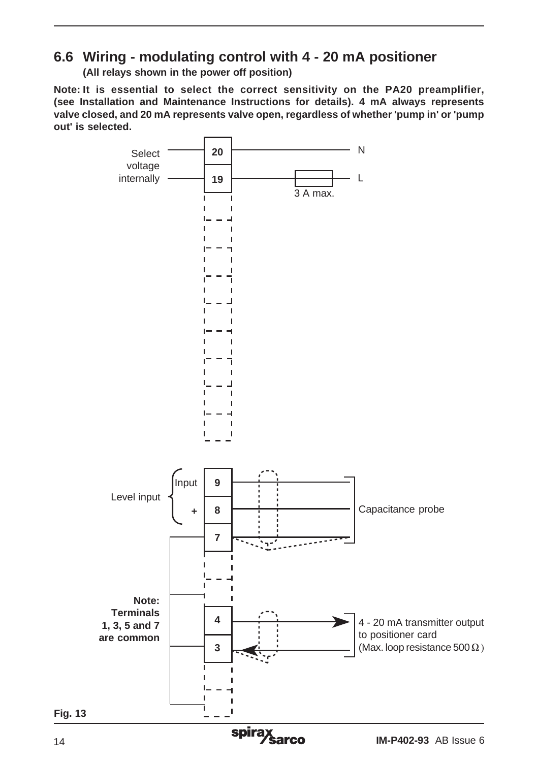## 6.6 Wiring - modulating control with 4 - 20 mA positioner

**(All relays shown in the power off position)**

**Note: It is essential to select the correct sensitivity on the PA20 preamplifier, (see Installation and Maintenance Instructions for details). 4 mA always represents valve closed, and 20 mA represents valve open, regardless of whether 'pump in' or 'pump out' is selected.**

Select voltage internally

20 — N

19 — L (3 A max.)

Level input: Input 9, + 8

7

Capacitance probe

**Note: Terminals 1, 3, 5 and 7 are common**

4

3

4 - 20 mA transmitter output to positioner card (Max. loop resistance 500 Ω)

**Fig. 13**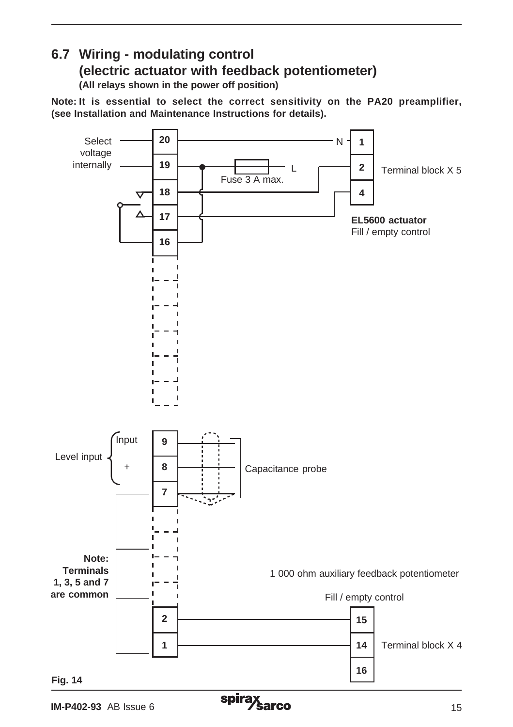## 6.7 Wiring - modulating control (electric actuator with feedback potentiometer)

**(All relays shown in the power off position)**

**Note: It is essential to select the correct sensitivity on the PA20 preamplifier, (see Installation and Maintenance Instructions for details).**

Select voltage internally

20

19

18

17

16

N

L

Fuse 3 A max.

1

2

4

Terminal block X 5

**EL5600 actuator**

Fill / empty control

Level input

Input

+

9

8

7

Capacitance probe

**Note: Terminals 1, 3, 5 and 7 are common**

1 000 ohm auxiliary feedback potentiometer

Fill / empty control

2

1

15

14

16

Terminal block X 4

**Fig. 14**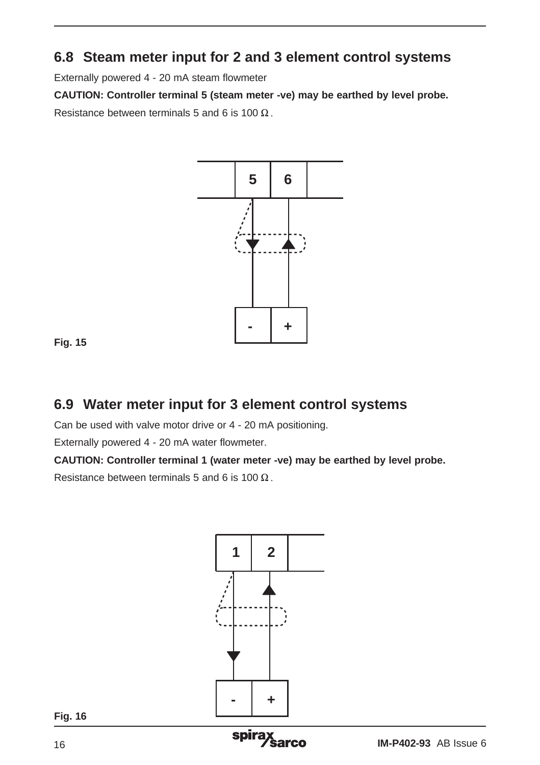## 6.8 Steam meter input for 2 and 3 element control systems

Externally powered 4 - 20 mA steam flowmeter

**CAUTION: Controller terminal 5 (steam meter -ve) may be earthed by level probe.**

Resistance between terminals 5 and 6 is 100 Ω.

**Fig. 15**

## 6.9 Water meter input for 3 element control systems

Can be used with valve motor drive or 4 - 20 mA positioning.

Externally powered 4 - 20 mA water flowmeter.

**CAUTION: Controller terminal 1 (water meter -ve) may be earthed by level probe.**

Resistance between terminals 5 and 6 is 100 Ω.

**Fig. 16**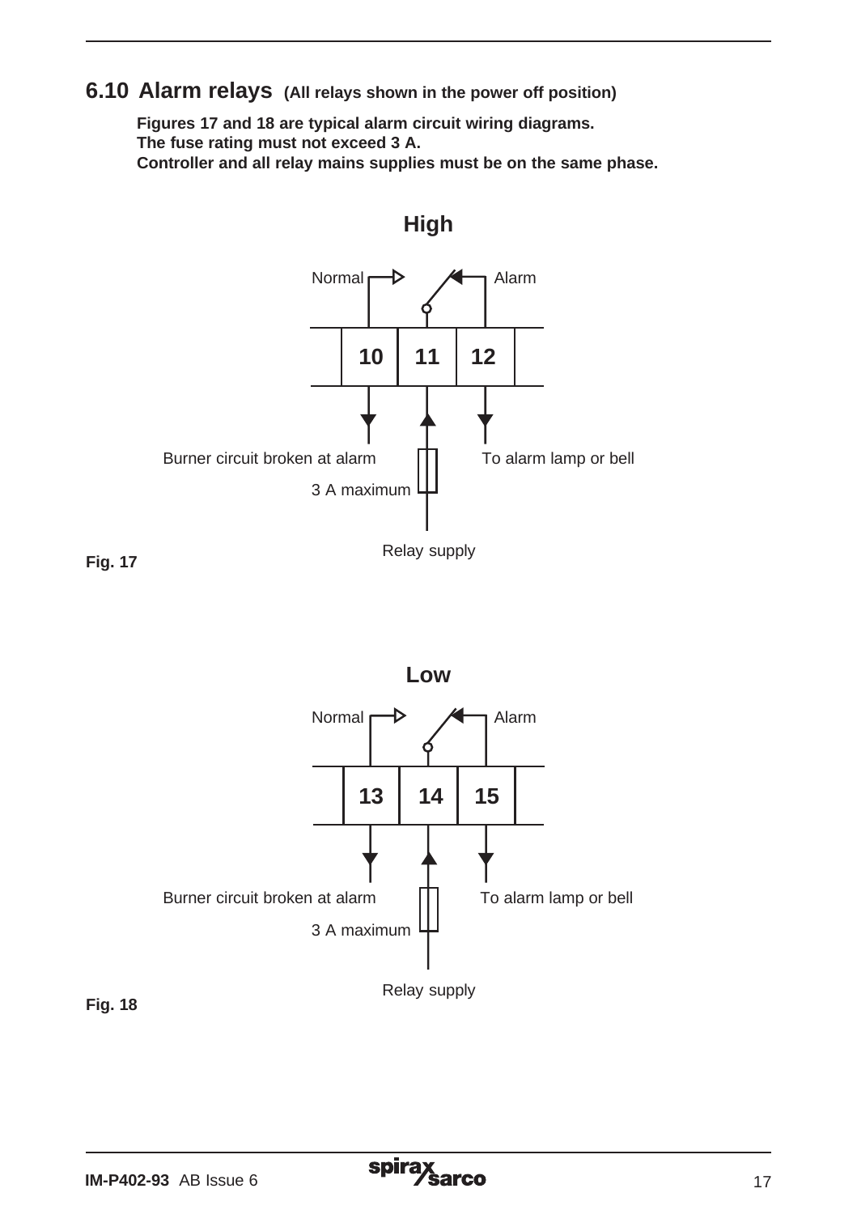## 6.10 Alarm relays (All relays shown in the power off position)

**Figures 17 and 18 are typical alarm circuit wiring diagrams.**
**The fuse rating must not exceed 3 A.**
**Controller and all relay mains supplies must be on the same phase.**

**High**

Normal | Alarm

10 | 11 | 12

Burner circuit broken at alarm | To alarm lamp or bell

3 A maximum

Relay supply

**Fig. 17**

**Low**

Normal | Alarm

13 | 14 | 15

Burner circuit broken at alarm | To alarm lamp or bell

3 A maximum

Relay supply

**Fig. 18**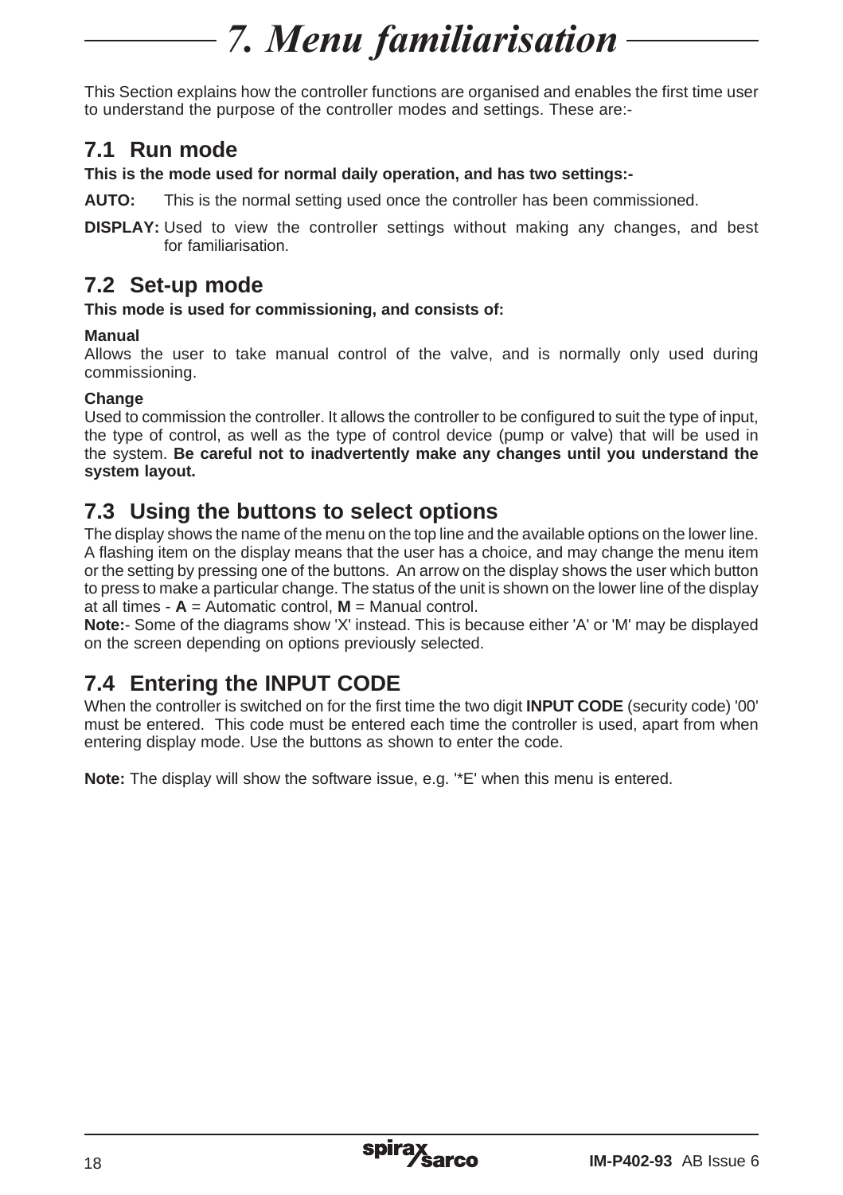# 7. Menu familiarisation

This Section explains how the controller functions are organised and enables the first time user to understand the purpose of the controller modes and settings. These are:-

## 7.1 Run mode

**This is the mode used for normal daily operation, and has two settings:-**

**AUTO:** This is the normal setting used once the controller has been commissioned.

**DISPLAY:** Used to view the controller settings without making any changes, and best for familiarisation.

## 7.2 Set-up mode

**This mode is used for commissioning, and consists of:**

**Manual**
Allows the user to take manual control of the valve, and is normally only used during commissioning.

**Change**
Used to commission the controller. It allows the controller to be configured to suit the type of input, the type of control, as well as the type of control device (pump or valve) that will be used in the system. **Be careful not to inadvertently make any changes until you understand the system layout.**

## 7.3 Using the buttons to select options

The display shows the name of the menu on the top line and the available options on the lower line. A flashing item on the display means that the user has a choice, and may change the menu item or the setting by pressing one of the buttons. An arrow on the display shows the user which button to press to make a particular change. The status of the unit is shown on the lower line of the display at all times - **A** = Automatic control, **M** = Manual control.
**Note:**- Some of the diagrams show 'X' instead. This is because either 'A' or 'M' may be displayed on the screen depending on options previously selected.

## 7.4 Entering the INPUT CODE

When the controller is switched on for the first time the two digit **INPUT CODE** (security code) '00' must be entered. This code must be entered each time the controller is used, apart from when entering display mode. Use the buttons as shown to enter the code.

**Note:** The display will show the software issue, e.g. '*E' when this menu is entered.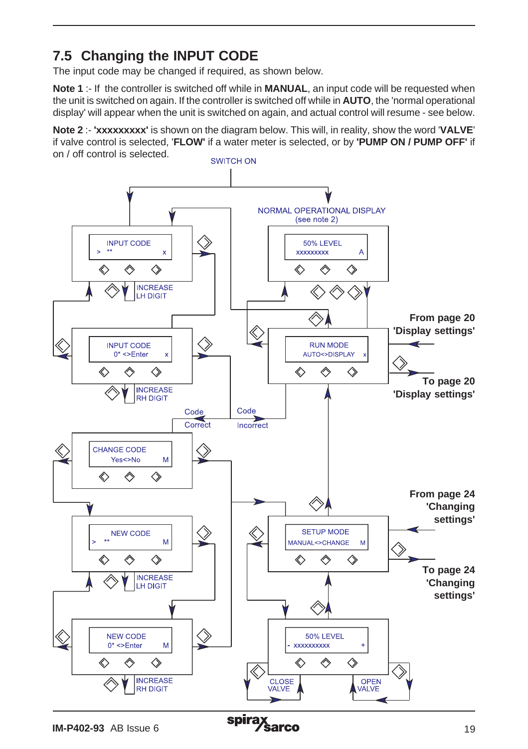## 7.5 Changing the INPUT CODE

The input code may be changed if required, as shown below.

**Note 1** :- If the controller is switched off while in **MANUAL**, an input code will be requested when the unit is switched on again. If the controller is switched off while in **AUTO**, the 'normal operational display' will appear when the unit is switched on again, and actual control will resume - see below.

**Note 2** :- **'xxxxxxxxx'** is shown on the diagram below. This will, in reality, show the word '**VALVE**' if valve control is selected, '**FLOW'** if a water meter is selected, or by **'PUMP ON / PUMP OFF'** if on / off control is selected.

SWITCH ON

NORMAL OPERATIONAL DISPLAY
(see note 2)

50% LEVEL
xxxxxxxxx A

INPUT CODE
> ** x

INCREASE
LH DIGIT

INPUT CODE
0* <>Enter x

INCREASE
RH DIGIT

RUN MODE
AUTO<>DISPLAY x

**From page 20**
**'Display settings'**

**To page 20**
**'Display settings'**

Code
Correct

Code
Incorrect

CHANGE CODE
Yes<>No M

NEW CODE
> ** M

INCREASE
LH DIGIT

NEW CODE
0* <>Enter M

INCREASE
RH DIGIT

SETUP MODE
MANUAL<>CHANGE M

**From page 24**
**'Changing settings'**

**To page 24**
**'Changing settings'**

50% LEVEL
- xxxxxxxxx +

CLOSE
VALVE

OPEN
VALVE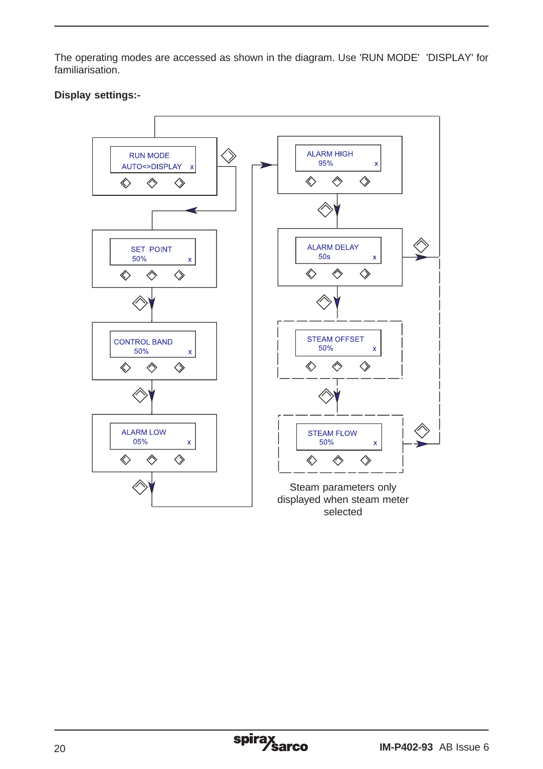The operating modes are accessed as shown in the diagram. Use 'RUN MODE' 'DISPLAY' for familiarisation.

**Display settings:-**

RUN MODE
AUTO<>DISPLAY x

SET POINT
50% x

CONTROL BAND
50% x

ALARM LOW
05% x

ALARM HIGH
95% x

ALARM DELAY
50s x

STEAM OFFSET
50% x

STEAM FLOW
50% x

Steam parameters only displayed when steam meter selected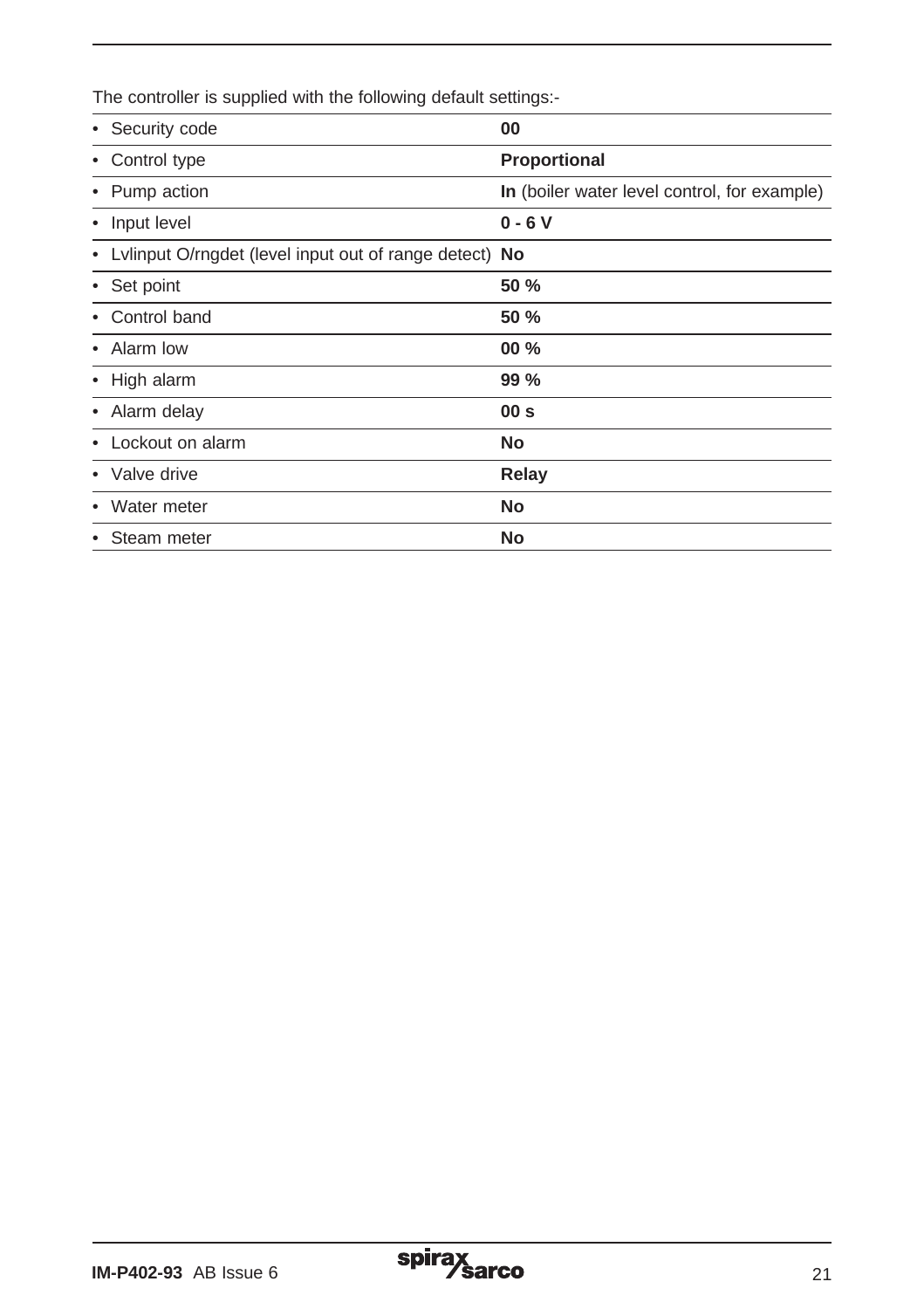The controller is supplied with the following default settings:-

| Setting | Default |
|---|---|
| • Security code | **00** |
| • Control type | **Proportional** |
| • Pump action | **In** (boiler water level control, for example) |
| • Input level | **0 - 6 V** |
| • Lvlinput O/rngdet (level input out of range detect) | **No** |
| • Set point | **50 %** |
| • Control band | **50 %** |
| • Alarm low | **00 %** |
| • High alarm | **99 %** |
| • Alarm delay | **00 s** |
| • Lockout on alarm | **No** |
| • Valve drive | **Relay** |
| • Water meter | **No** |
| • Steam meter | **No** |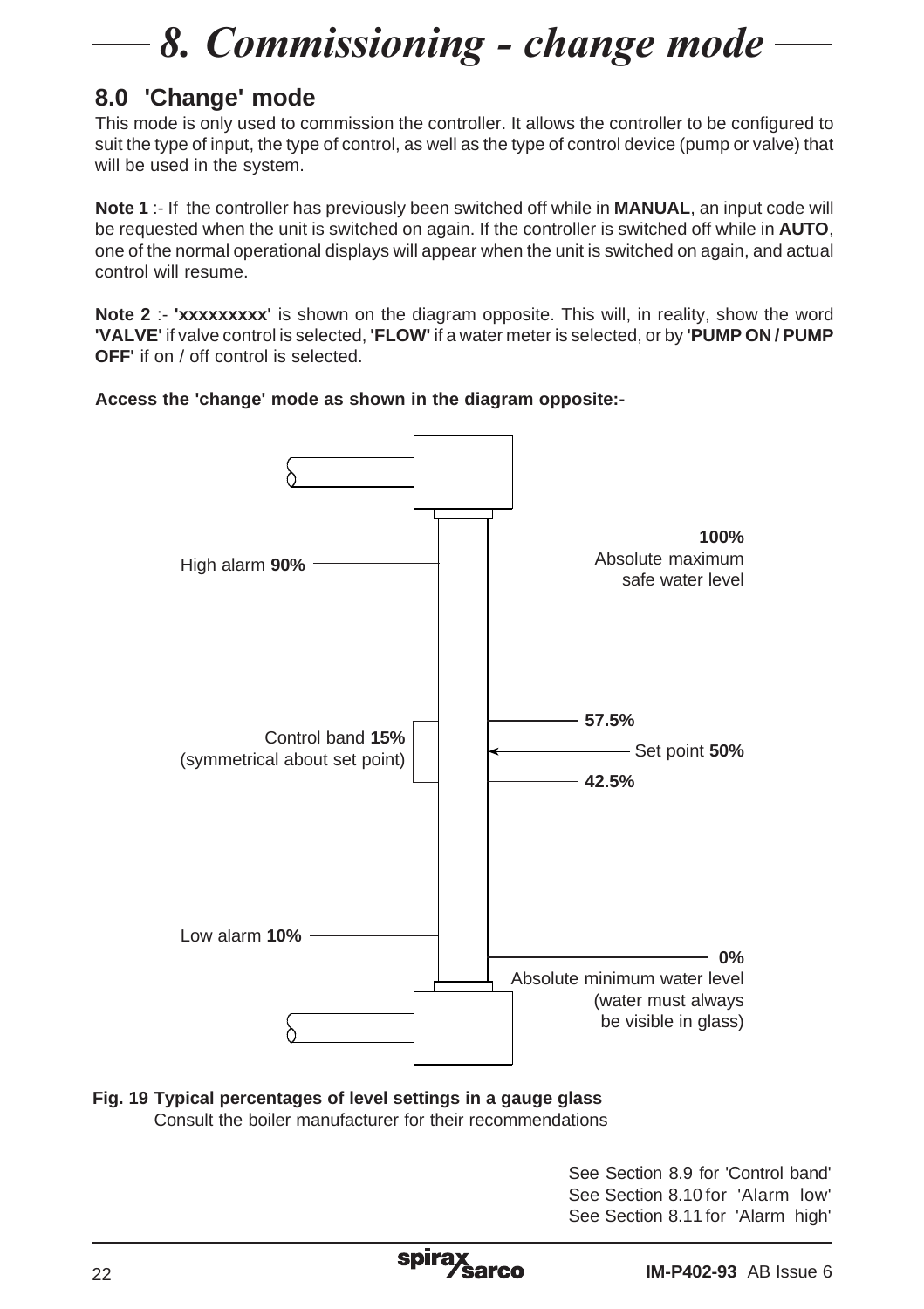# 8. Commissioning - change mode

## 8.0 'Change' mode

This mode is only used to commission the controller. It allows the controller to be configured to suit the type of input, the type of control, as well as the type of control device (pump or valve) that will be used in the system.

**Note 1** :- If the controller has previously been switched off while in **MANUAL**, an input code will be requested when the unit is switched on again. If the controller is switched off while in **AUTO**, one of the normal operational displays will appear when the unit is switched on again, and actual control will resume.

**Note 2** :- **'xxxxxxxxx'** is shown on the diagram opposite. This will, in reality, show the word **'VALVE'** if valve control is selected, **'FLOW'** if a water meter is selected, or by **'PUMP ON / PUMP OFF'** if on / off control is selected.

**Access the 'change' mode as shown in the diagram opposite:-**

High alarm **90%**

**100%** Absolute maximum safe water level

**57.5%**

Control band **15%** (symmetrical about set point)

Set point **50%**

**42.5%**

Low alarm **10%**

**0%** Absolute minimum water level (water must always be visible in glass)

**Fig. 19 Typical percentages of level settings in a gauge glass**
Consult the boiler manufacturer for their recommendations

See Section 8.9 for 'Control band'
See Section 8.10 for 'Alarm low'
See Section 8.11 for 'Alarm high'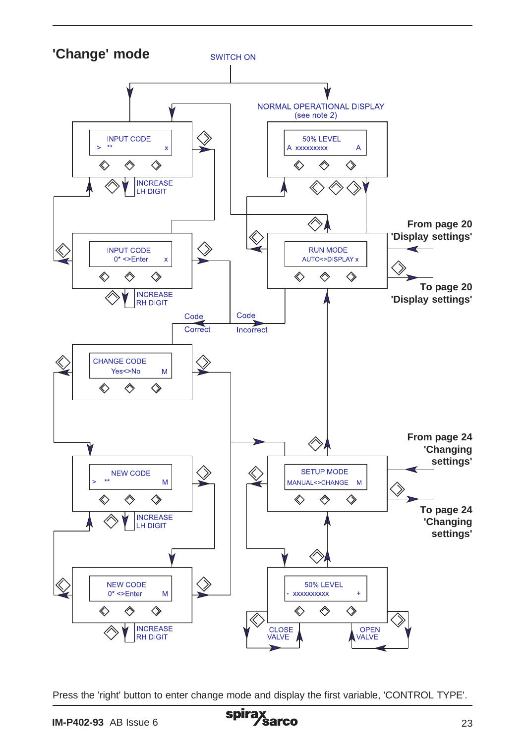## 'Change' mode

SWITCH ON

NORMAL OPERATIONAL DISPLAY (see note 2)

INPUT CODE
> ** x

INCREASE LH DIGIT

50% LEVEL
A xxxxxxxxx A

From page 20 'Display settings'

INPUT CODE
0* <>Enter x

INCREASE RH DIGIT

RUN MODE
AUTO<>DISPLAY x

To page 20 'Display settings'

Code Correct

Code Incorrect

CHANGE CODE
Yes<>No M

From page 24 'Changing settings'

NEW CODE
> ** M

INCREASE LH DIGIT

SETUP MODE
MANUAL<>CHANGE M

To page 24 'Changing settings'

NEW CODE
0* <>Enter M

INCREASE RH DIGIT

50% LEVEL
- xxxxxxxxxx +

CLOSE VALVE

OPEN VALVE

Press the 'right' button to enter change mode and display the first variable, 'CONTROL TYPE'.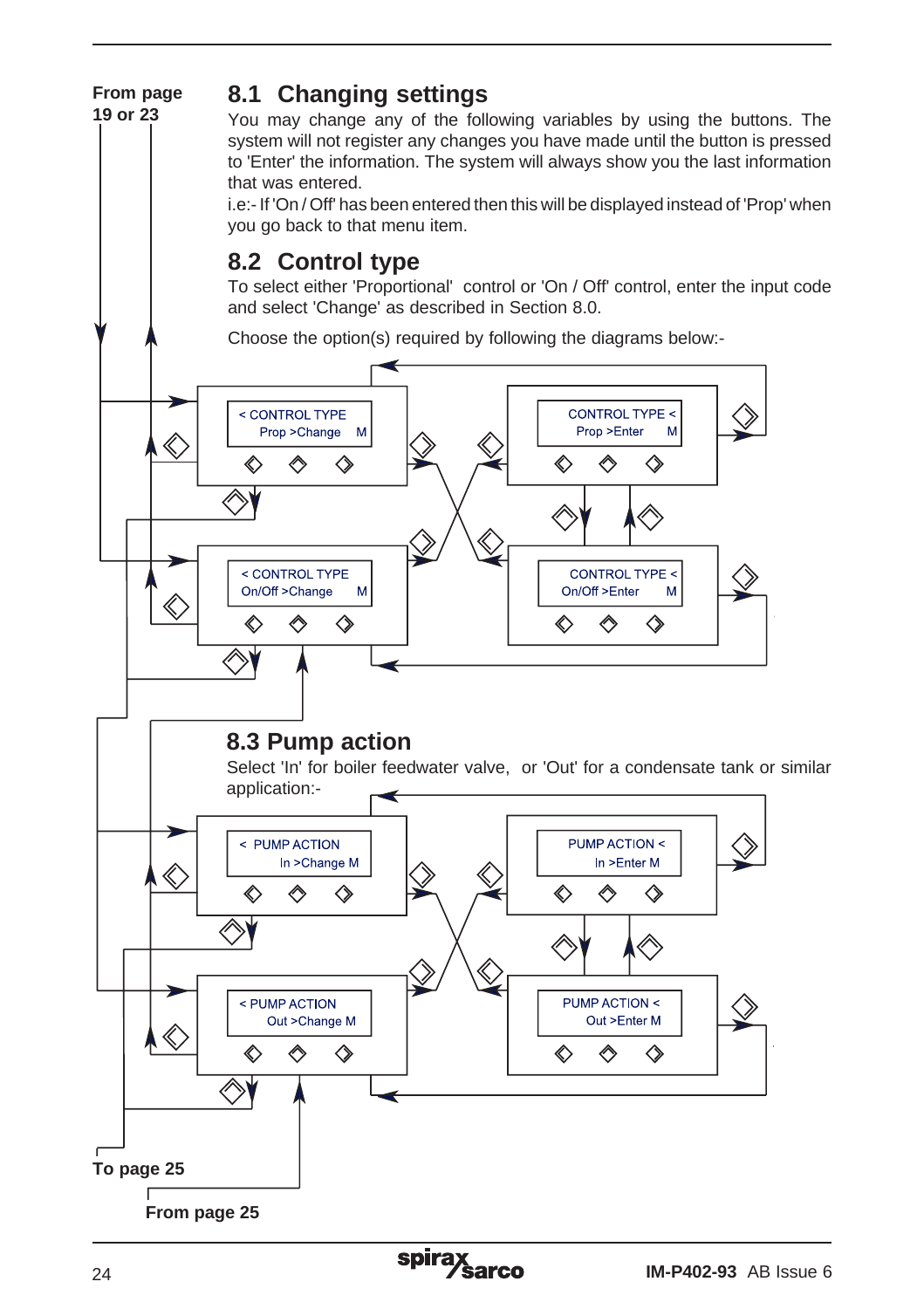From page 19 or 23

## 8.1 Changing settings

You may change any of the following variables by using the buttons. The system will not register any changes you have made until the button is pressed to 'Enter' the information. The system will always show you the last information that was entered.

i.e:- If 'On / Off' has been entered then this will be displayed instead of 'Prop' when you go back to that menu item.

## 8.2 Control type

To select either 'Proportional' control or 'On / Off' control, enter the input code and select 'Change' as described in Section 8.0.

Choose the option(s) required by following the diagrams below:-

< CONTROL TYPE
Prop >Change M

CONTROL TYPE <
Prop >Enter M

< CONTROL TYPE
On/Off >Change M

CONTROL TYPE <
On/Off >Enter M

## 8.3 Pump action

Select 'In' for boiler feedwater valve, or 'Out' for a condensate tank or similar application:-

< PUMP ACTION
In >Change M

PUMP ACTION <
In >Enter M

< PUMP ACTION
Out >Change M

PUMP ACTION <
Out >Enter M

To page 25

From page 25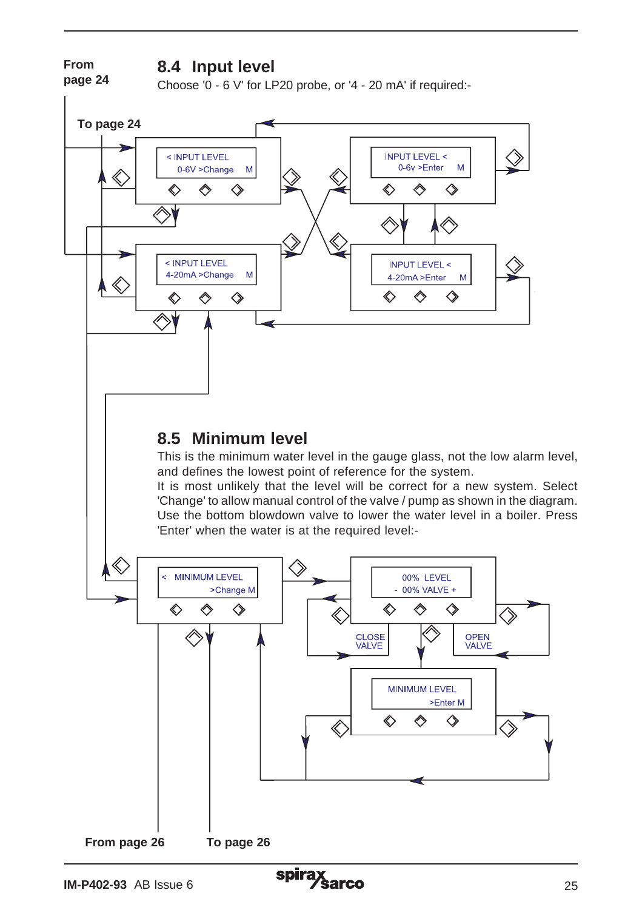From page 24

## 8.4 Input level

Choose '0 - 6 V' for LP20 probe, or '4 - 20 mA' if required:-

To page 24

< INPUT LEVEL
0-6V >Change M

INPUT LEVEL <
0-6v >Enter M

< INPUT LEVEL
4-20mA >Change M

INPUT LEVEL <
4-20mA >Enter M

## 8.5 Minimum level

This is the minimum water level in the gauge glass, not the low alarm level, and defines the lowest point of reference for the system.

It is most unlikely that the level will be correct for a new system. Select 'Change' to allow manual control of the valve / pump as shown in the diagram. Use the bottom blowdown valve to lower the water level in a boiler. Press 'Enter' when the water is at the required level:-

< MINIMUM LEVEL
>Change M

00% LEVEL
- 00% VALVE +

CLOSE VALVE

OPEN VALVE

MINIMUM LEVEL
>Enter M

From page 26

To page 26

IM-P402-93 AB Issue 6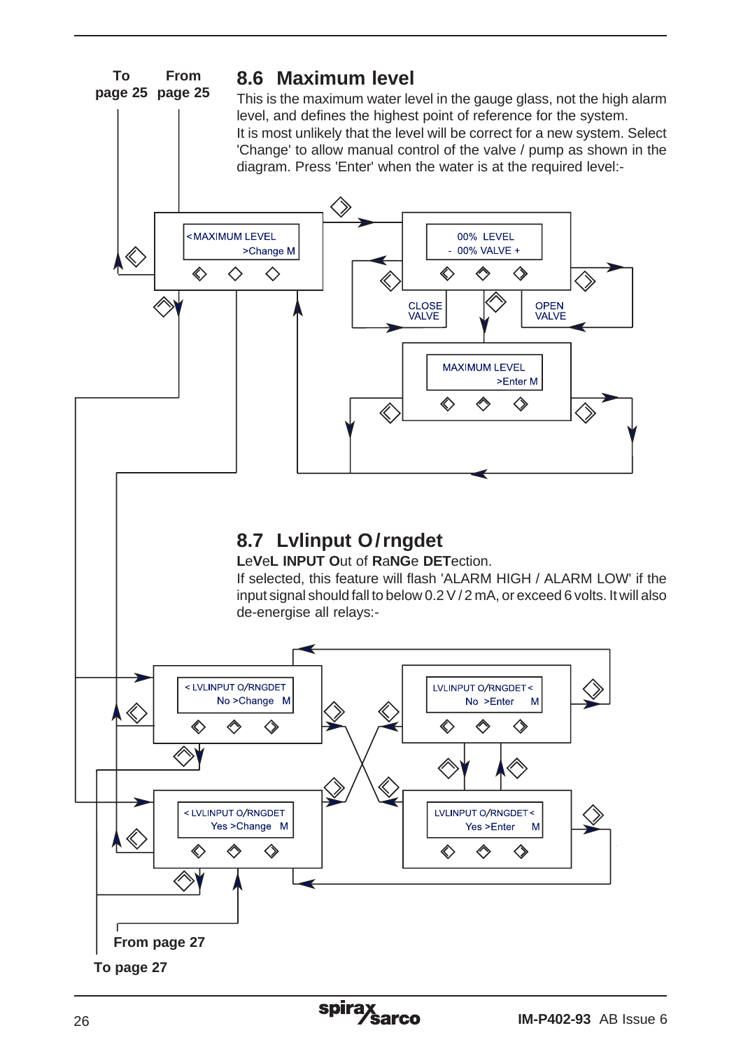## 8.6 Maximum level

This is the maximum water level in the gauge glass, not the high alarm level, and defines the highest point of reference for the system.
It is most unlikely that the level will be correct for a new system. Select 'Change' to allow manual control of the valve / pump as shown in the diagram. Press 'Enter' when the water is at the required level:-

To page 25 From page 25

<MAXIMUM LEVEL
>Change M

00% LEVEL
- 00% VALVE +

CLOSE VALVE

OPEN VALVE

MAXIMUM LEVEL
>Enter M

## 8.7 Lvlinput O/rngdet

**L**e**V**e**L INPUT O**ut of **R**a**NG**e **DET**ection.

If selected, this feature will flash 'ALARM HIGH / ALARM LOW' if the input signal should fall to below 0.2 V / 2 mA, or exceed 6 volts. It will also de-energise all relays:-

< LVLINPUT O/RNGDET
No >Change M

LVLINPUT O/RNGDET <
No >Enter M

< LVLINPUT O/RNGDET
Yes >Change M

LVLINPUT O/RNGDET <
Yes >Enter M

From page 27

To page 27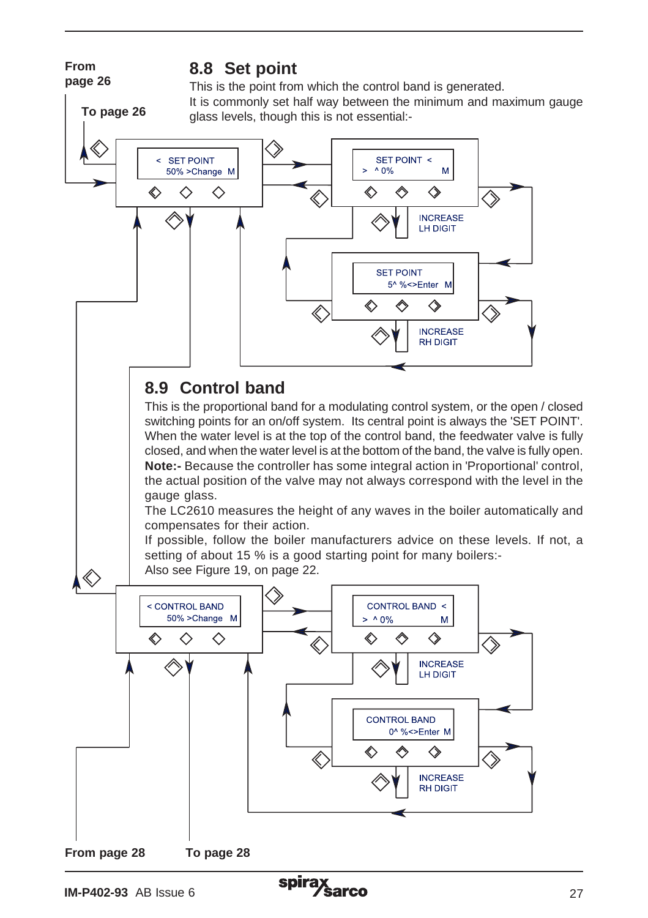From page 26

To page 26

## 8.8 Set point

This is the point from which the control band is generated.
It is commonly set half way between the minimum and maximum gauge glass levels, though this is not essential:-

< SET POINT
50% >Change M

SET POINT <
> ^0% M

INCREASE
LH DIGIT

SET POINT
5^ %<>Enter M

INCREASE
RH DIGIT

## 8.9 Control band

This is the proportional band for a modulating control system, or the open / closed switching points for an on/off system. Its central point is always the 'SET POINT'. When the water level is at the top of the control band, the feedwater valve is fully closed, and when the water level is at the bottom of the band, the valve is fully open.
**Note:-** Because the controller has some integral action in 'Proportional' control, the actual position of the valve may not always correspond with the level in the gauge glass.
The LC2610 measures the height of any waves in the boiler automatically and compensates for their action.
If possible, follow the boiler manufacturers advice on these levels. If not, a setting of about 15 % is a good starting point for many boilers:-
Also see Figure 19, on page 22.

< CONTROL BAND
50% >Change M

CONTROL BAND <
> ^0% M

INCREASE
LH DIGIT

CONTROL BAND
0^ %<>Enter M

INCREASE
RH DIGIT

From page 28

To page 28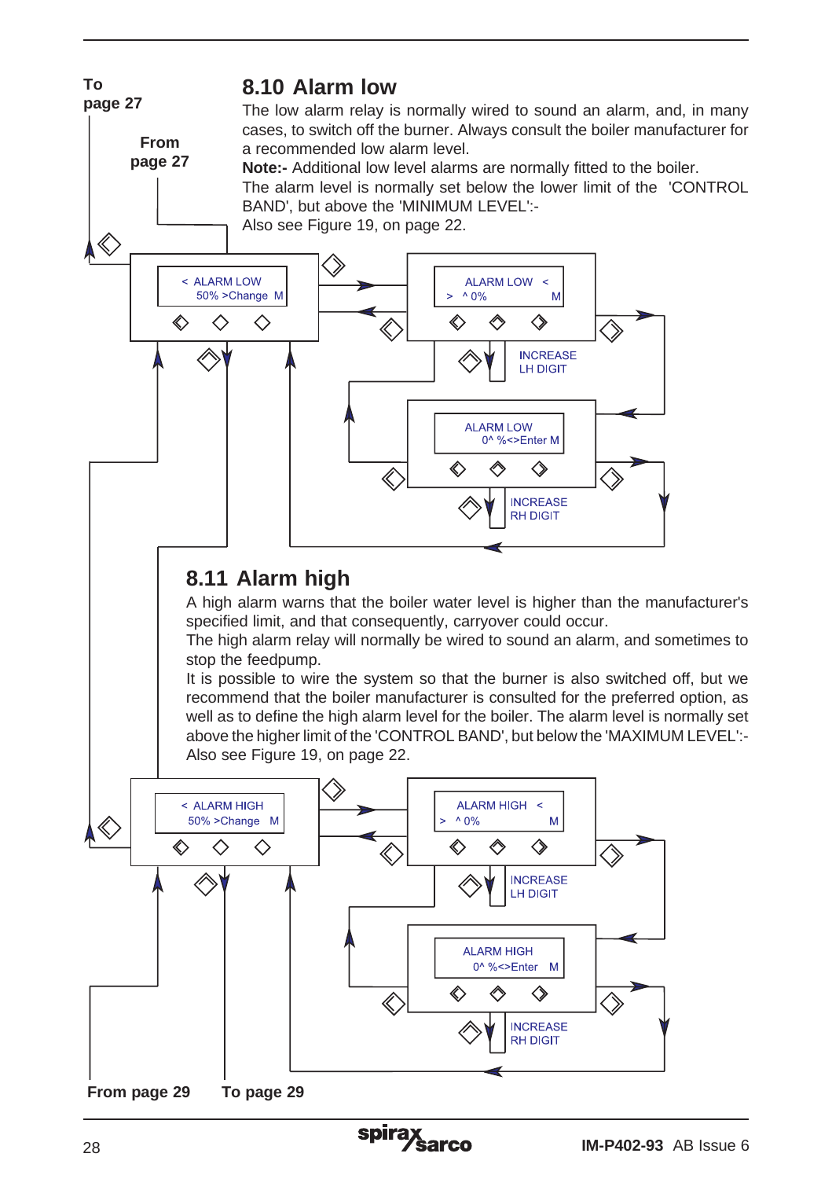## 8.10 Alarm low

The low alarm relay is normally wired to sound an alarm, and, in many cases, to switch off the burner. Always consult the boiler manufacturer for a recommended low alarm level.

**Note:-** Additional low level alarms are normally fitted to the boiler.

The alarm level is normally set below the lower limit of the 'CONTROL BAND', but above the 'MINIMUM LEVEL':-

Also see Figure 19, on page 22.

To page 27

From page 27

< ALARM LOW
50% >Change M

ALARM LOW <
> ^ 0% M

INCREASE LH DIGIT

ALARM LOW
0^ %<>Enter M

INCREASE RH DIGIT

## 8.11 Alarm high

A high alarm warns that the boiler water level is higher than the manufacturer's specified limit, and that consequently, carryover could occur.

The high alarm relay will normally be wired to sound an alarm, and sometimes to stop the feedpump.

It is possible to wire the system so that the burner is also switched off, but we recommend that the boiler manufacturer is consulted for the preferred option, as well as to define the high alarm level for the boiler. The alarm level is normally set above the higher limit of the 'CONTROL BAND', but below the 'MAXIMUM LEVEL':-

Also see Figure 19, on page 22.

< ALARM HIGH
50% >Change M

ALARM HIGH <
> ^ 0% M

INCREASE LH DIGIT

ALARM HIGH
0^ %<>Enter M

INCREASE RH DIGIT

From page 29

To page 29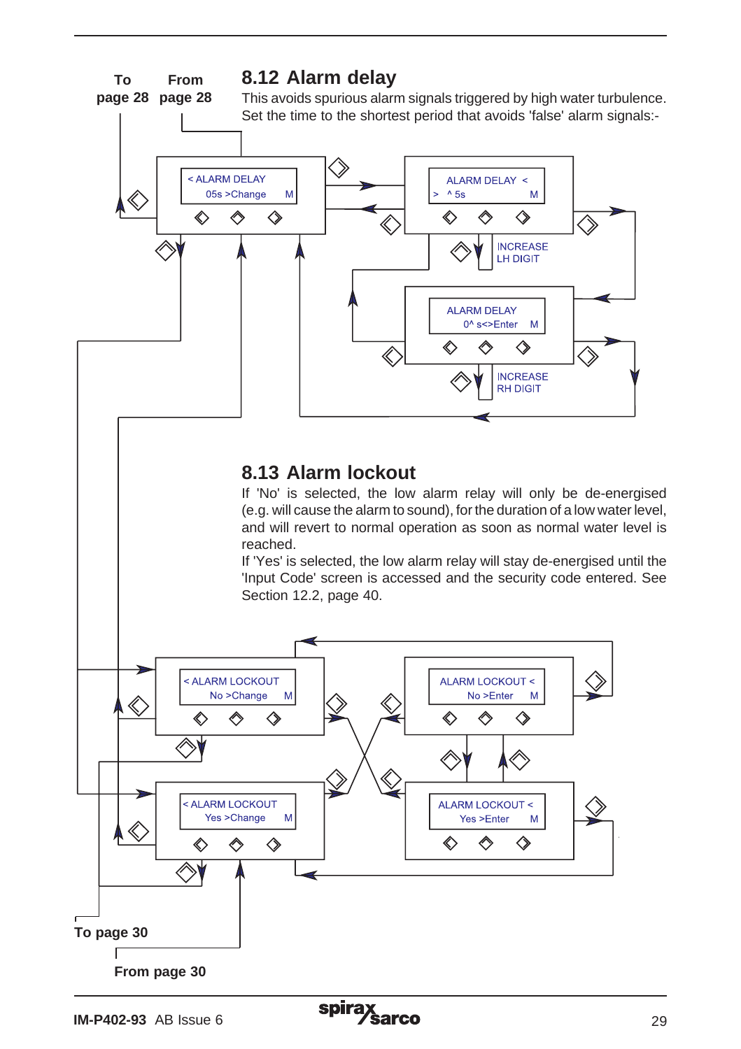## 8.12 Alarm delay

This avoids spurious alarm signals triggered by high water turbulence. Set the time to the shortest period that avoids 'false' alarm signals:-

To page 28 | From page 28

< ALARM DELAY
05s >Change M

ALARM DELAY <
> ^ 5s M

INCREASE LH DIGIT

ALARM DELAY
0^ s<>Enter M

INCREASE RH DIGIT

## 8.13 Alarm lockout

If 'No' is selected, the low alarm relay will only be de-energised (e.g. will cause the alarm to sound), for the duration of a low water level, and will revert to normal operation as soon as normal water level is reached.

If 'Yes' is selected, the low alarm relay will stay de-energised until the 'Input Code' screen is accessed and the security code entered. See Section 12.2, page 40.

< ALARM LOCKOUT
No >Change M

ALARM LOCKOUT <
No >Enter M

< ALARM LOCKOUT
Yes >Change M

ALARM LOCKOUT <
Yes >Enter M

To page 30

From page 30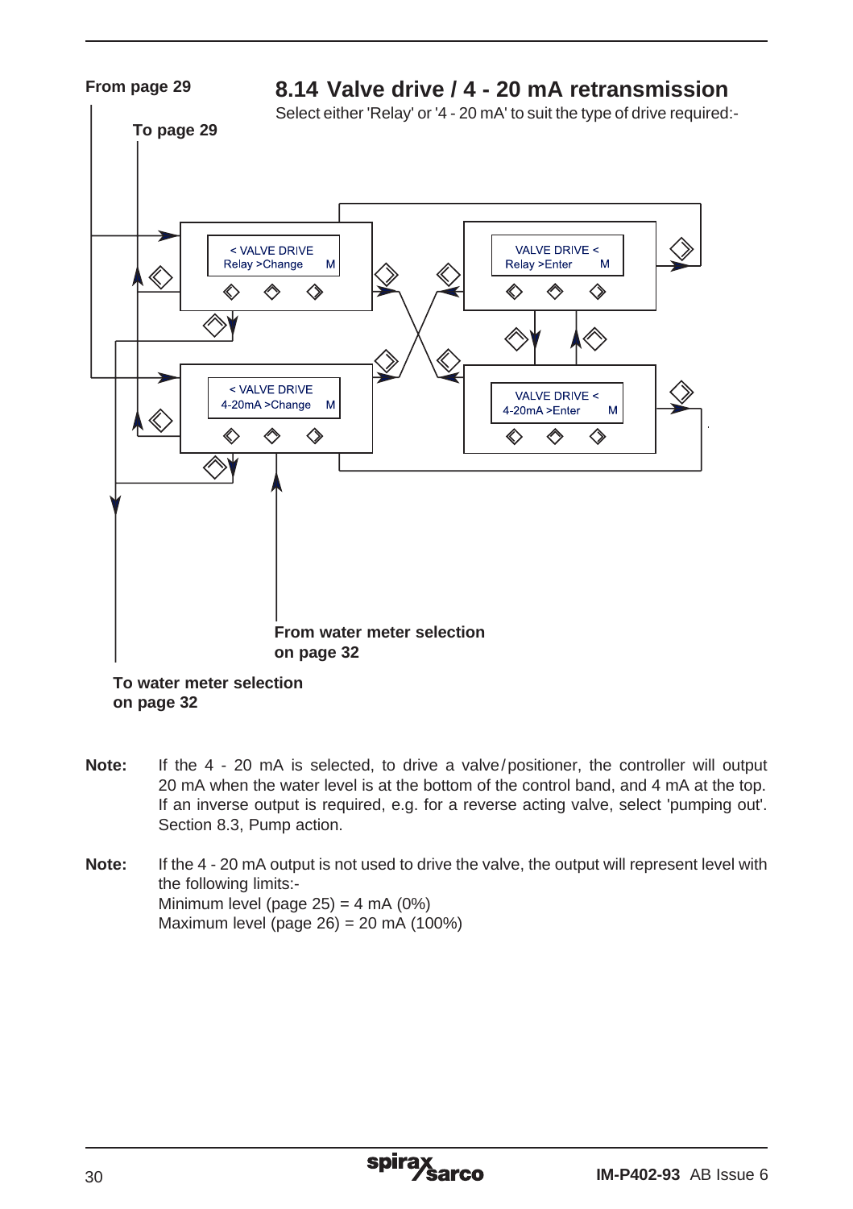## 8.14 Valve drive / 4 - 20 mA retransmission

Select either 'Relay' or '4 - 20 mA' to suit the type of drive required:-

From page 29

To page 29

< VALVE DRIVE
Relay >Change M

VALVE DRIVE <
Relay >Enter M

< VALVE DRIVE
4-20mA >Change M

VALVE DRIVE <
4-20mA >Enter M

From water meter selection on page 32

To water meter selection on page 32

**Note:** If the 4 - 20 mA is selected, to drive a valve/positioner, the controller will output 20 mA when the water level is at the bottom of the control band, and 4 mA at the top. If an inverse output is required, e.g. for a reverse acting valve, select 'pumping out'. Section 8.3, Pump action.

**Note:** If the 4 - 20 mA output is not used to drive the valve, the output will represent level with the following limits:-
Minimum level (page 25) = 4 mA (0%)
Maximum level (page 26) = 20 mA (100%)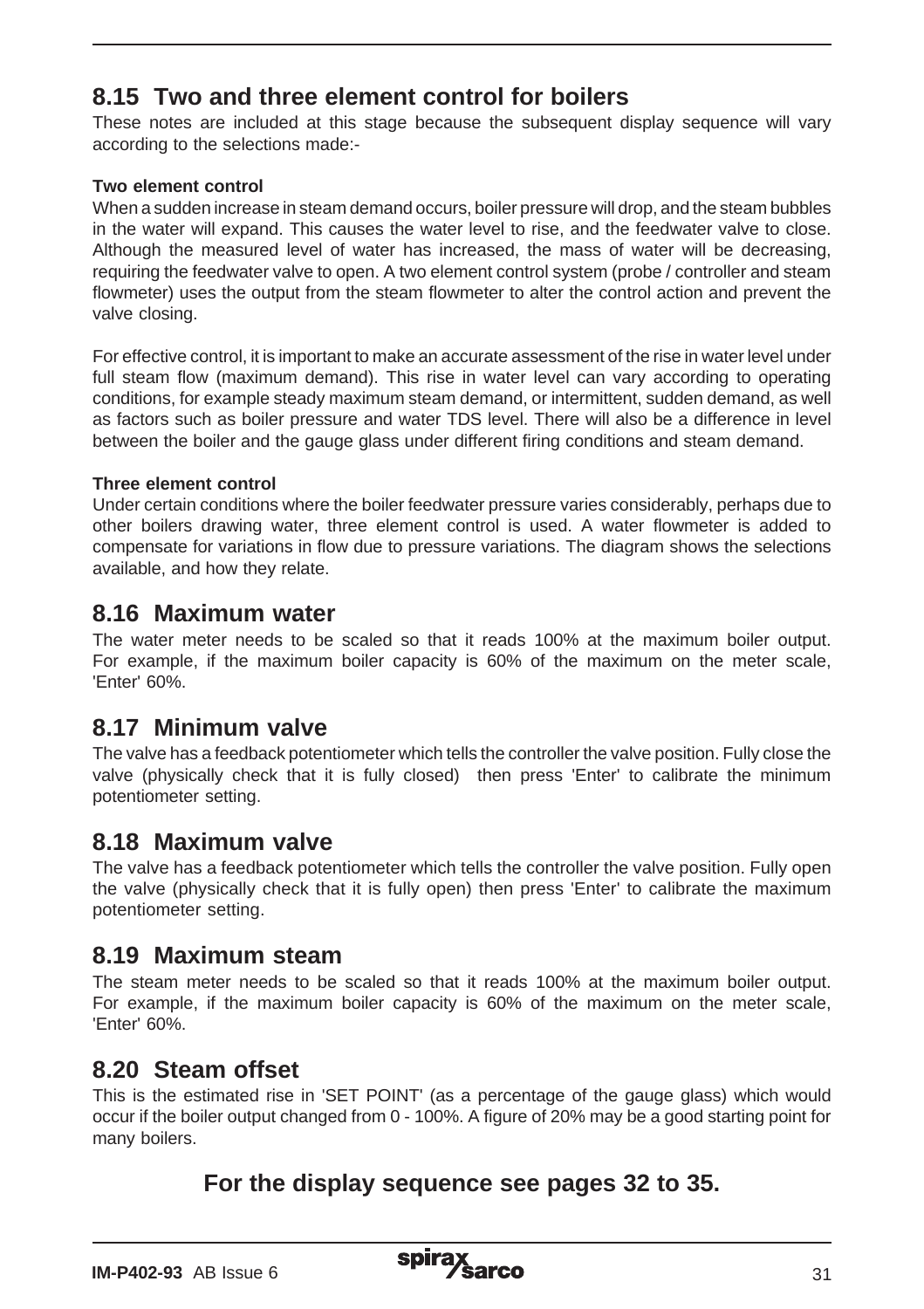## 8.15 Two and three element control for boilers

These notes are included at this stage because the subsequent display sequence will vary according to the selections made:-

**Two element control**

When a sudden increase in steam demand occurs, boiler pressure will drop, and the steam bubbles in the water will expand. This causes the water level to rise, and the feedwater valve to close. Although the measured level of water has increased, the mass of water will be decreasing, requiring the feedwater valve to open. A two element control system (probe / controller and steam flowmeter) uses the output from the steam flowmeter to alter the control action and prevent the valve closing.

For effective control, it is important to make an accurate assessment of the rise in water level under full steam flow (maximum demand). This rise in water level can vary according to operating conditions, for example steady maximum steam demand, or intermittent, sudden demand, as well as factors such as boiler pressure and water TDS level. There will also be a difference in level between the boiler and the gauge glass under different firing conditions and steam demand.

**Three element control**

Under certain conditions where the boiler feedwater pressure varies considerably, perhaps due to other boilers drawing water, three element control is used. A water flowmeter is added to compensate for variations in flow due to pressure variations. The diagram shows the selections available, and how they relate.

## 8.16 Maximum water

The water meter needs to be scaled so that it reads 100% at the maximum boiler output. For example, if the maximum boiler capacity is 60% of the maximum on the meter scale, 'Enter' 60%.

## 8.17 Minimum valve

The valve has a feedback potentiometer which tells the controller the valve position. Fully close the valve (physically check that it is fully closed) then press 'Enter' to calibrate the minimum potentiometer setting.

## 8.18 Maximum valve

The valve has a feedback potentiometer which tells the controller the valve position. Fully open the valve (physically check that it is fully open) then press 'Enter' to calibrate the maximum potentiometer setting.

## 8.19 Maximum steam

The steam meter needs to be scaled so that it reads 100% at the maximum boiler output. For example, if the maximum boiler capacity is 60% of the maximum on the meter scale, 'Enter' 60%.

## 8.20 Steam offset

This is the estimated rise in 'SET POINT' (as a percentage of the gauge glass) which would occur if the boiler output changed from 0 - 100%. A figure of 20% may be a good starting point for many boilers.

**For the display sequence see pages 32 to 35.**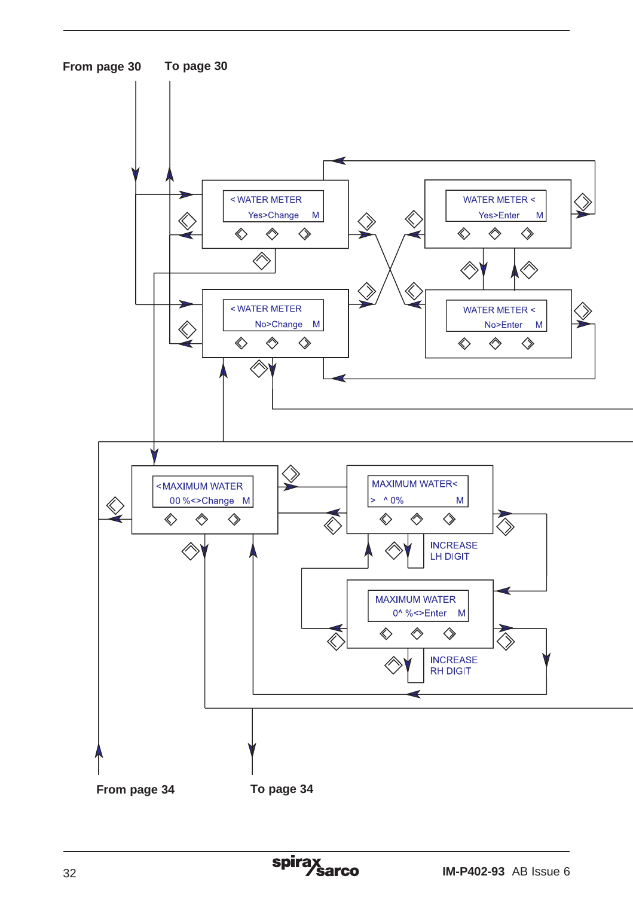From page 30 To page 30

< WATER METER
Yes>Change M

WATER METER <
Yes>Enter M

< WATER METER
No>Change M

WATER METER <
No>Enter M

< MAXIMUM WATER
00 %<>Change M

MAXIMUM WATER<
> ^ 0% M

INCREASE
LH DIGIT

MAXIMUM WATER
0^ %<>Enter M

INCREASE
RH DIGIT

From page 34 To page 34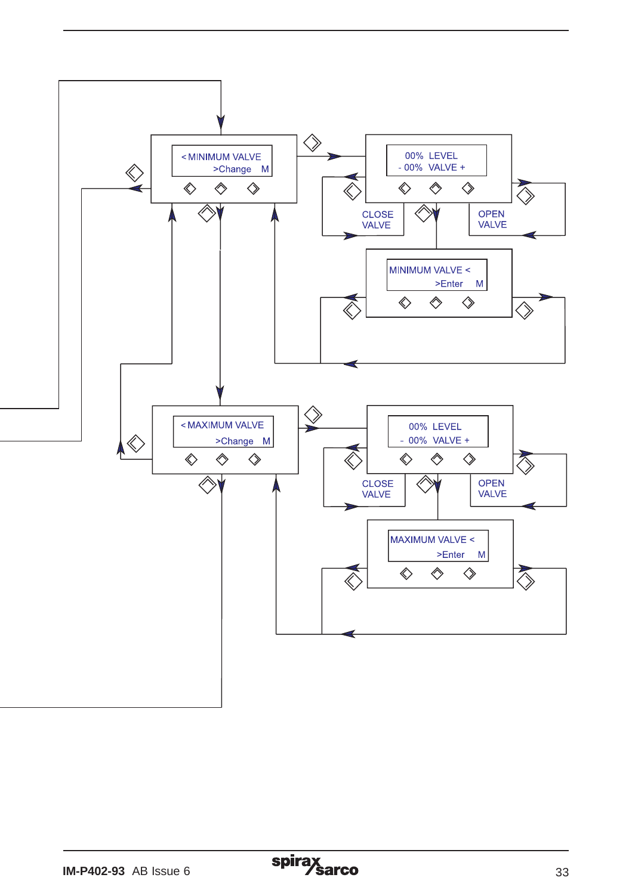< MINIMUM VALVE
>Change M

00% LEVEL
- 00% VALVE +

CLOSE VALVE

OPEN VALVE

MINIMUM VALVE <
>Enter M

< MAXIMUM VALVE
>Change M

00% LEVEL
- 00% VALVE +

CLOSE VALVE

OPEN VALVE

MAXIMUM VALVE <
>Enter M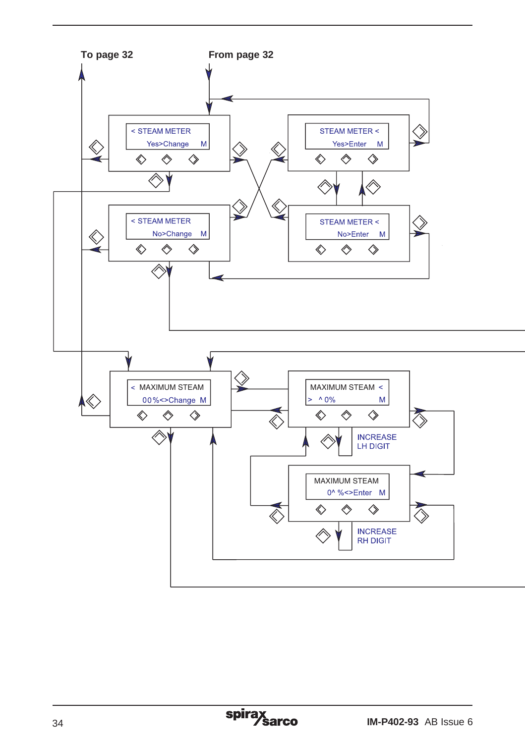To page 32

From page 32

< STEAM METER
Yes>Change M

STEAM METER <
Yes>Enter M

< STEAM METER
No>Change M

STEAM METER <
No>Enter M

< MAXIMUM STEAM
00%<>Change M

MAXIMUM STEAM <
> ^0% M

INCREASE
LH DIGIT

MAXIMUM STEAM
0^ %<>Enter M

INCREASE
RH DIGIT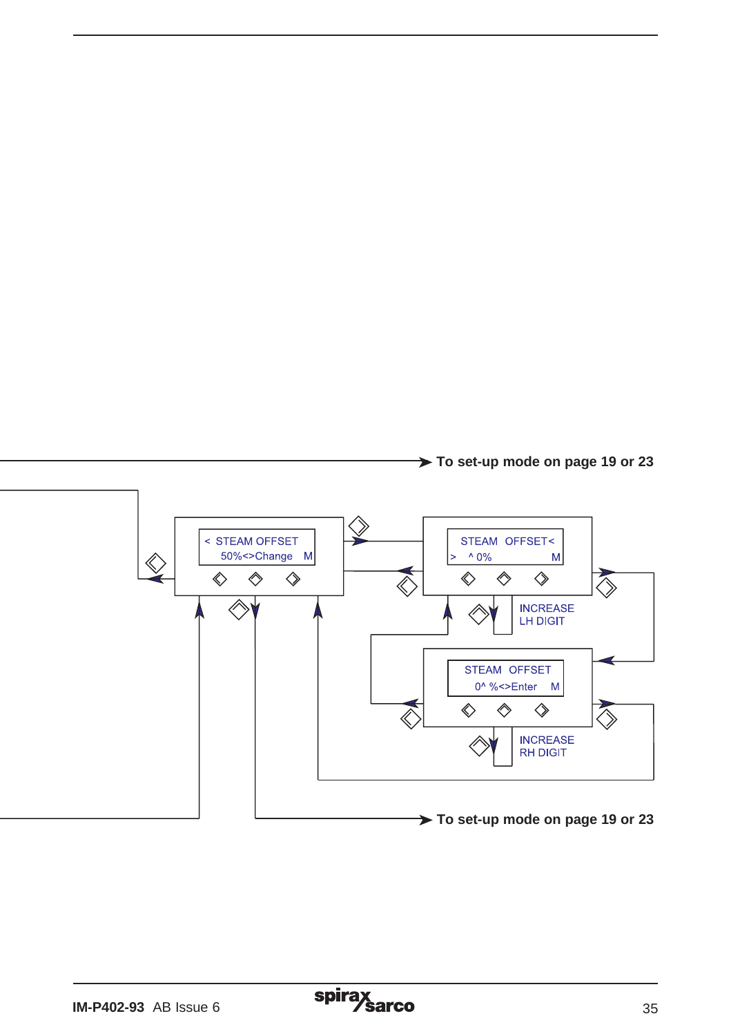To set-up mode on page 19 or 23

< STEAM OFFSET
50%<>Change M

STEAM OFFSET<
> ^ 0% M

INCREASE
LH DIGIT

STEAM OFFSET
0^ %<>Enter M

INCREASE
RH DIGIT

To set-up mode on page 19 or 23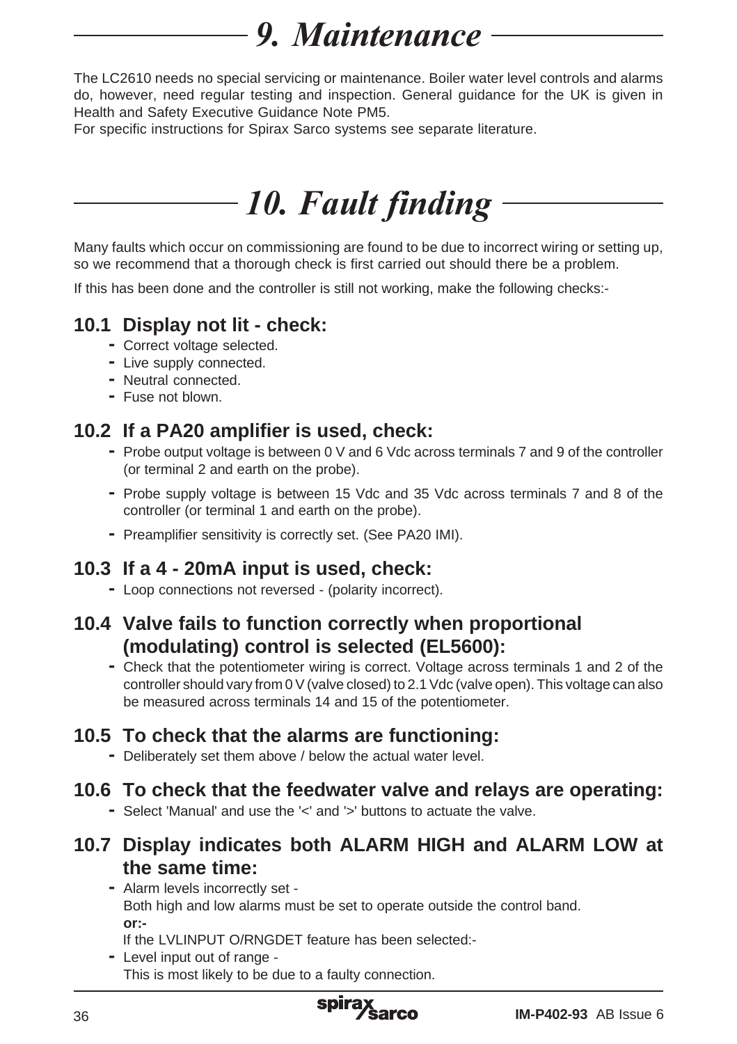# 9. Maintenance

The LC2610 needs no special servicing or maintenance. Boiler water level controls and alarms do, however, need regular testing and inspection. General guidance for the UK is given in Health and Safety Executive Guidance Note PM5.
For specific instructions for Spirax Sarco systems see separate literature.

# 10. Fault finding

Many faults which occur on commissioning are found to be due to incorrect wiring or setting up, so we recommend that a thorough check is first carried out should there be a problem.

If this has been done and the controller is still not working, make the following checks:-

## 10.1 Display not lit - check:

- Correct voltage selected.
- Live supply connected.
- Neutral connected.
- Fuse not blown.

## 10.2 If a PA20 amplifier is used, check:

- Probe output voltage is between 0 V and 6 Vdc across terminals 7 and 9 of the controller (or terminal 2 and earth on the probe).
- Probe supply voltage is between 15 Vdc and 35 Vdc across terminals 7 and 8 of the controller (or terminal 1 and earth on the probe).
- Preamplifier sensitivity is correctly set. (See PA20 IMI).

## 10.3 If a 4 - 20mA input is used, check:

- Loop connections not reversed - (polarity incorrect).

## 10.4 Valve fails to function correctly when proportional (modulating) control is selected (EL5600):

- Check that the potentiometer wiring is correct. Voltage across terminals 1 and 2 of the controller should vary from 0 V (valve closed) to 2.1 Vdc (valve open). This voltage can also be measured across terminals 14 and 15 of the potentiometer.

## 10.5 To check that the alarms are functioning:

- Deliberately set them above / below the actual water level.

## 10.6 To check that the feedwater valve and relays are operating:

- Select 'Manual' and use the '<' and '>' buttons to actuate the valve.

## 10.7 Display indicates both ALARM HIGH and ALARM LOW at the same time:

- Alarm levels incorrectly set -
  Both high and low alarms must be set to operate outside the control band.
  **or:-**
  If the LVLINPUT O/RNGDET feature has been selected:-
- Level input out of range -
  This is most likely to be due to a faulty connection.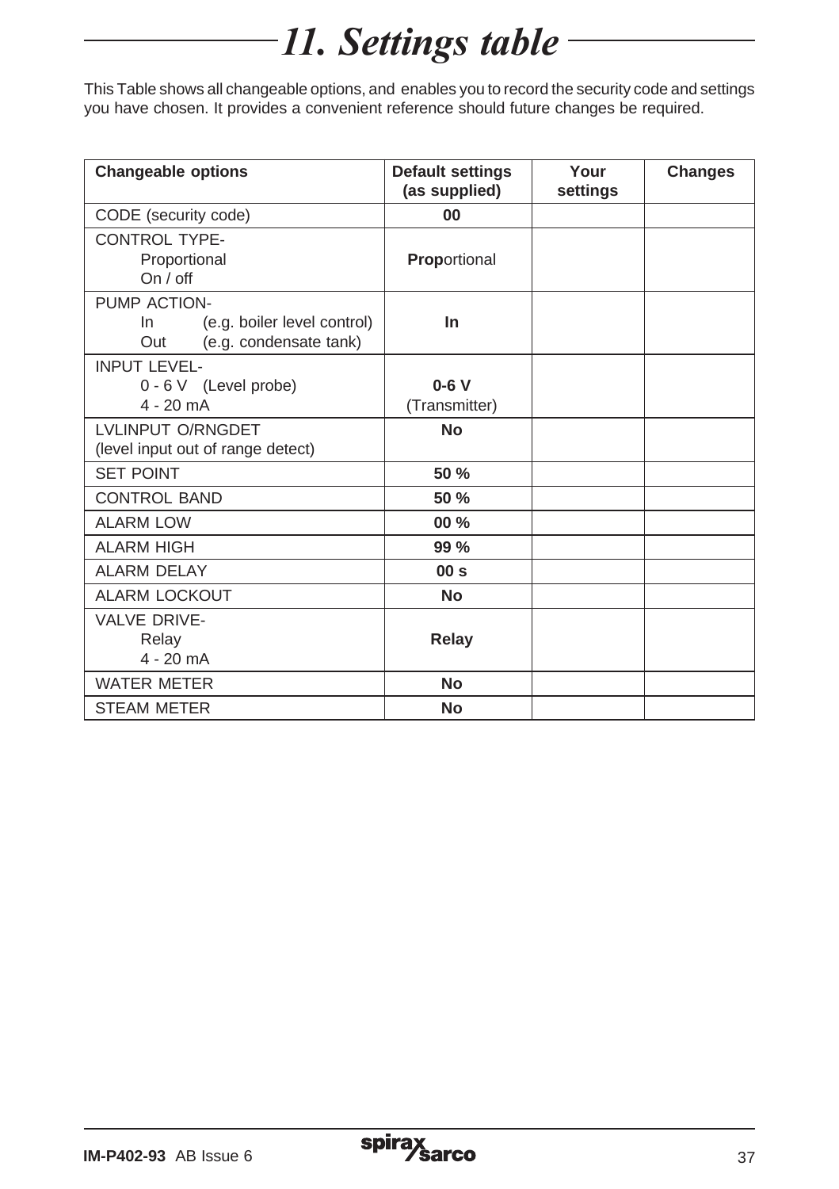# 11. Settings table

This Table shows all changeable options, and enables you to record the security code and settings you have chosen. It provides a convenient reference should future changes be required.

| Changeable options | Default settings (as supplied) | Your settings | Changes |
|---|---|---|---|
| CODE (security code) | **00** | | |
| CONTROL TYPE-<br>Proportional<br>On / off | **Prop**ortional | | |
| PUMP ACTION-<br>In (e.g. boiler level control)<br>Out (e.g. condensate tank) | **In** | | |
| INPUT LEVEL-<br>0 - 6 V (Level probe)<br>4 - 20 mA | **0-6 V**<br>(Transmitter) | | |
| LVLINPUT O/RNGDET<br>(level input out of range detect) | **No** | | |
| SET POINT | **50 %** | | |
| CONTROL BAND | **50 %** | | |
| ALARM LOW | **00 %** | | |
| ALARM HIGH | **99 %** | | |
| ALARM DELAY | **00 s** | | |
| ALARM LOCKOUT | **No** | | |
| VALVE DRIVE-<br>Relay<br>4 - 20 mA | **Relay** | | |
| WATER METER | **No** | | |
| STEAM METER | **No** | | |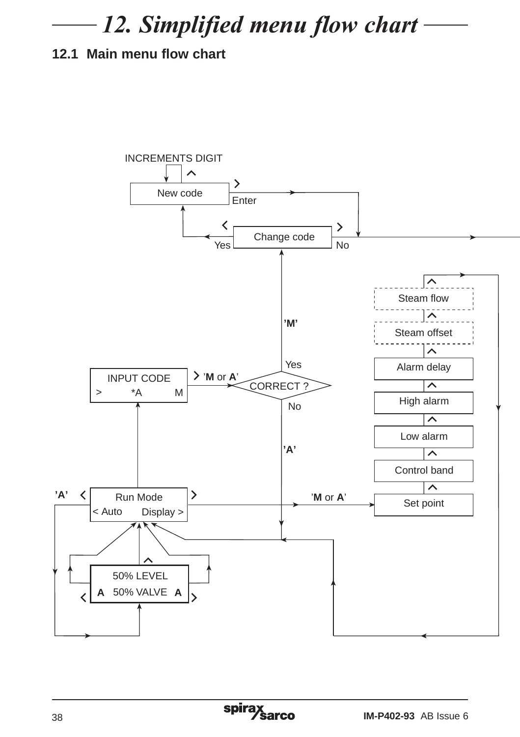# 12. Simplified menu flow chart

## 12.1 Main menu flow chart

INCREMENTS DIGIT

New code

Enter

Change code

Yes

No

Steam flow

Steam offset

'M'

Yes

Alarm delay

INPUT CODE

> *A M

'M or A'

CORRECT ?

High alarm

No

Low alarm

'A'

Control band

'A'

Run Mode

< Auto Display >

'M or A'

Set point

50% LEVEL

A 50% VALVE A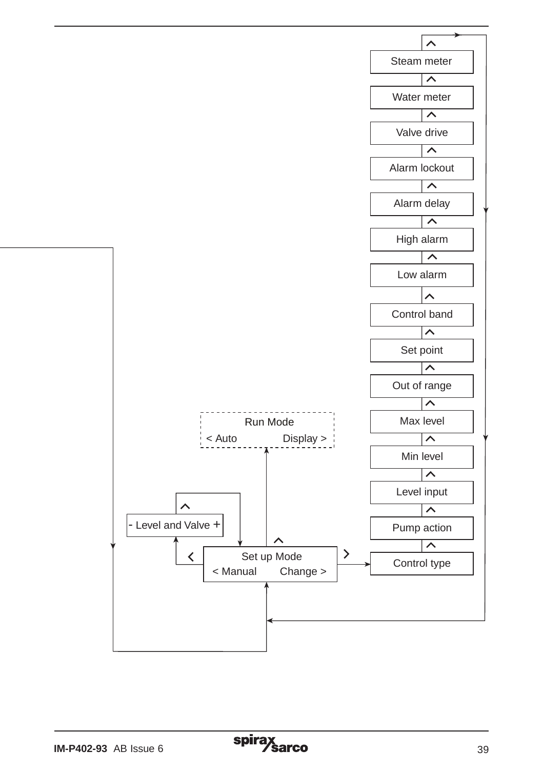Steam meter

Water meter

Valve drive

Alarm lockout

Alarm delay

High alarm

Low alarm

Control band

Set point

Out of range

Max level

Min level

Level input

Pump action

Control type

Run Mode
< Auto Display >

- Level and Valve +

Set up Mode
< Manual Change >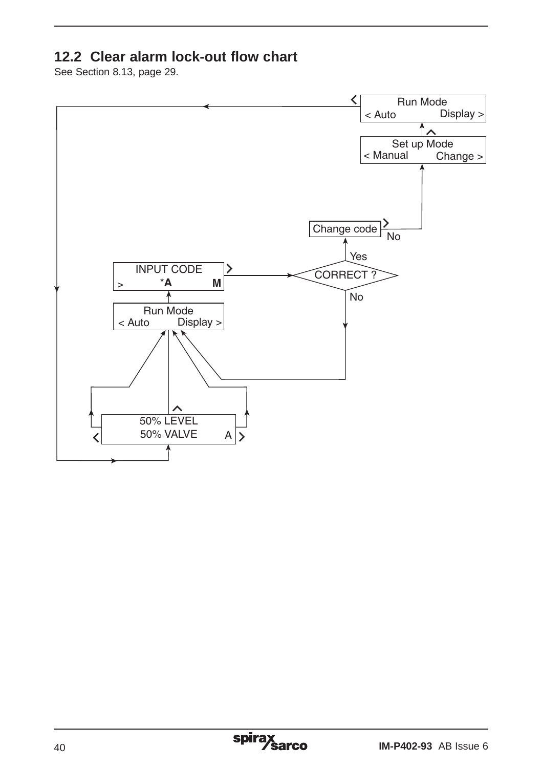## 12.2 Clear alarm lock-out flow chart

See Section 8.13, page 29.

Run Mode
< Auto Display >

Set up Mode
< Manual Change >

Change code

No

Yes

INPUT CODE
> *A M

CORRECT ?

No

Run Mode
< Auto Display >

50% LEVEL
50% VALVE A